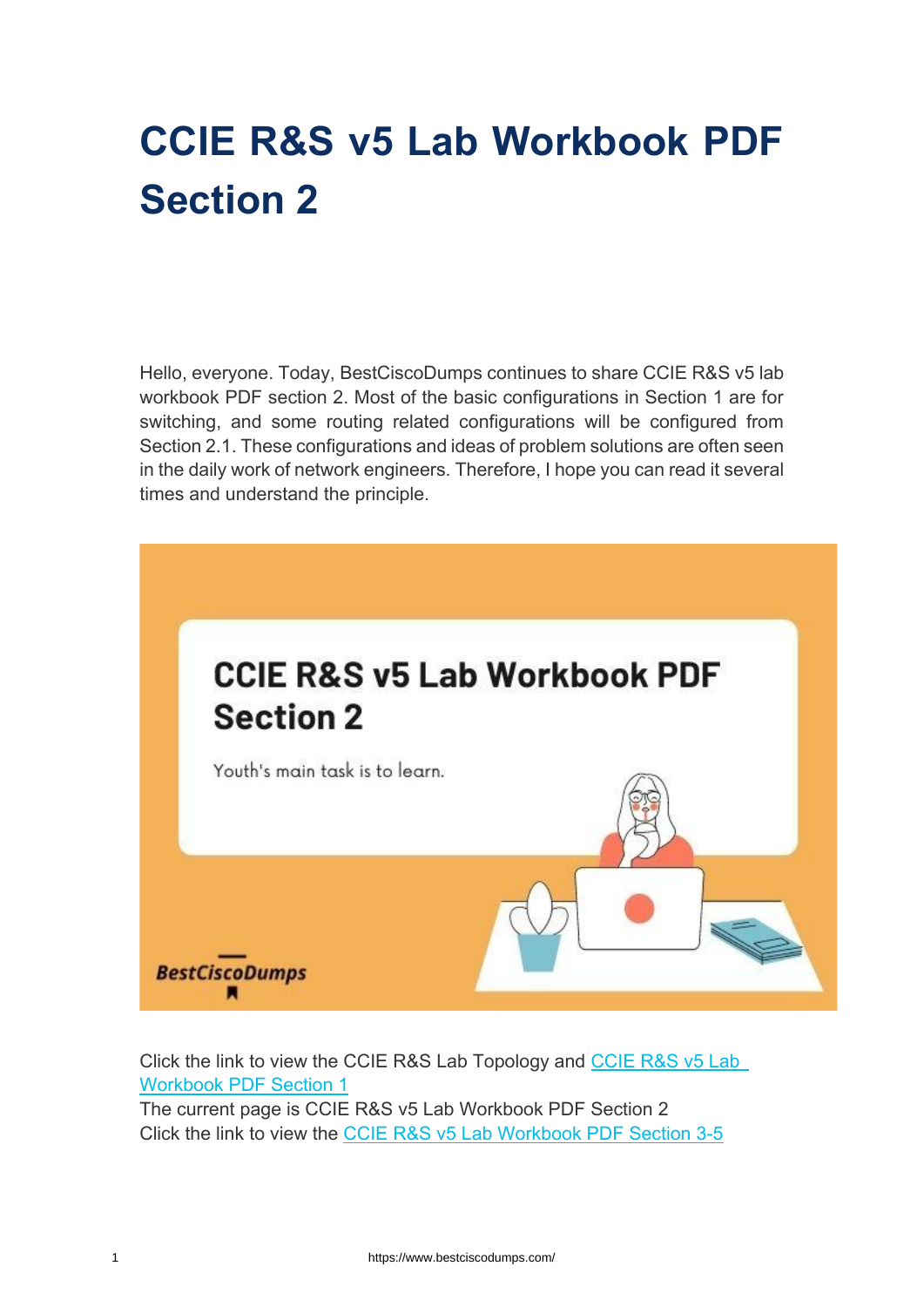# CCIE R&S v5 Lab Workbook PDF Section 2

Hello, everyone. Today, BestCiscoDumps continues to share CCIE R&S v5 lab workbook PDF section 2. Most of the basic configurations in Section 1 are for switching, and some routing related configurations will be configured from Section 2.1. These configurations and ideas of problem solutions are often seen in the daily work of network engineers. Therefore, I hope you can read it several times and understand the principle.

Click the link to view the CCIE R&S Lab Topology and CCIE R&S v5 Lab Workbook PDF Section 1
The current page is CCIE R&S v5 Lab Workbook PDF Section 2
Click the link to view the CCIE R&S v5 Lab Workbook PDF Section 3-5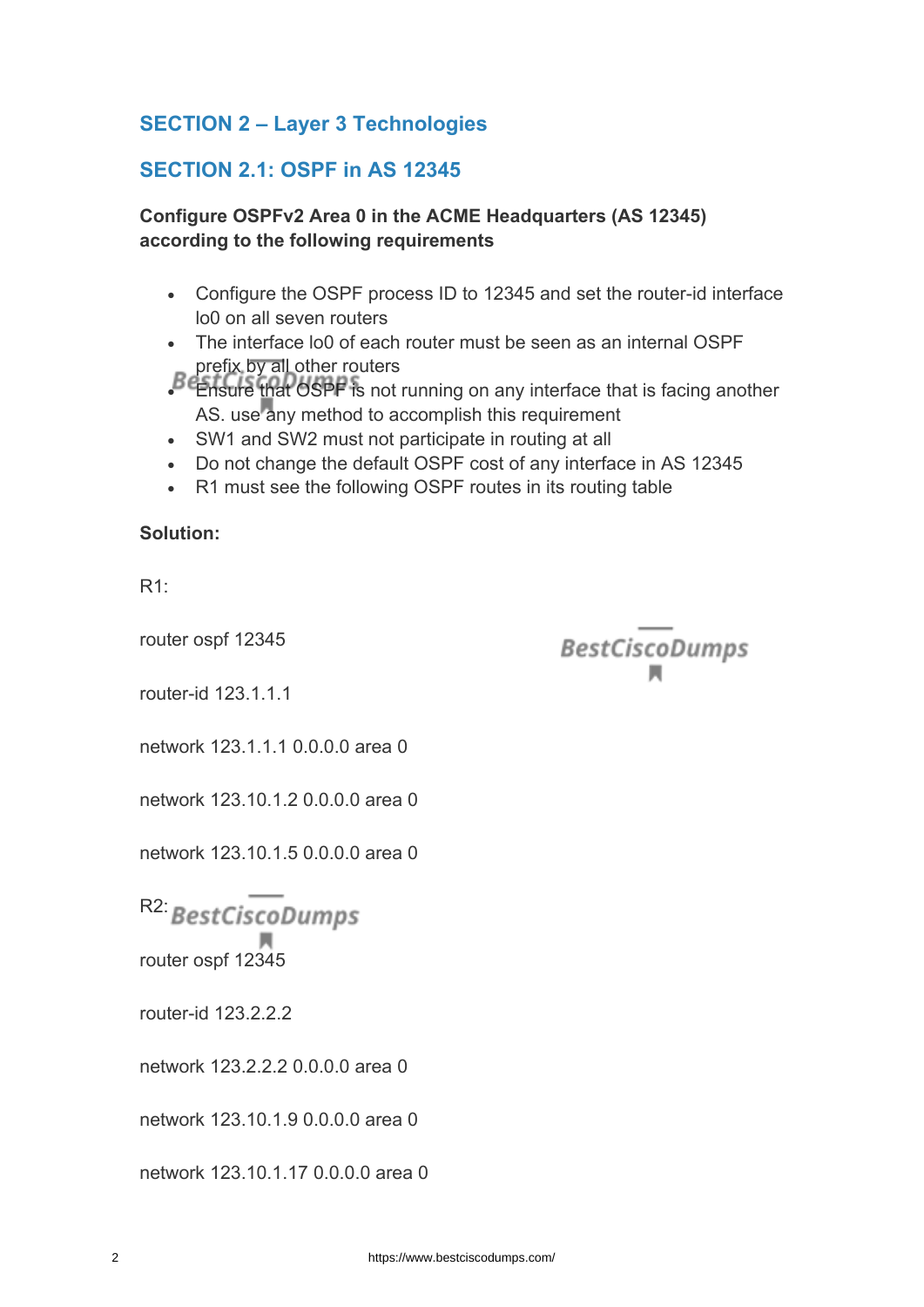## SECTION 2 – Layer 3 Technologies

## SECTION 2.1: OSPF in AS 12345

**Configure OSPFv2 Area 0 in the ACME Headquarters (AS 12345) according to the following requirements**

- Configure the OSPF process ID to 12345 and set the router-id interface lo0 on all seven routers
- The interface lo0 of each router must be seen as an internal OSPF prefix by all other routers
- Ensure that OSPF is not running on any interface that is facing another AS. use any method to accomplish this requirement
- SW1 and SW2 must not participate in routing at all
- Do not change the default OSPF cost of any interface in AS 12345
- R1 must see the following OSPF routes in its routing table

**Solution:**

R1:

```
router ospf 12345

router-id 123.1.1.1

network 123.1.1.1 0.0.0.0 area 0

network 123.10.1.2 0.0.0.0 area 0

network 123.10.1.5 0.0.0.0 area 0
```

R2:

```
router ospf 12345

router-id 123.2.2.2

network 123.2.2.2 0.0.0.0 area 0

network 123.10.1.9 0.0.0.0 area 0

network 123.10.1.17 0.0.0.0 area 0
```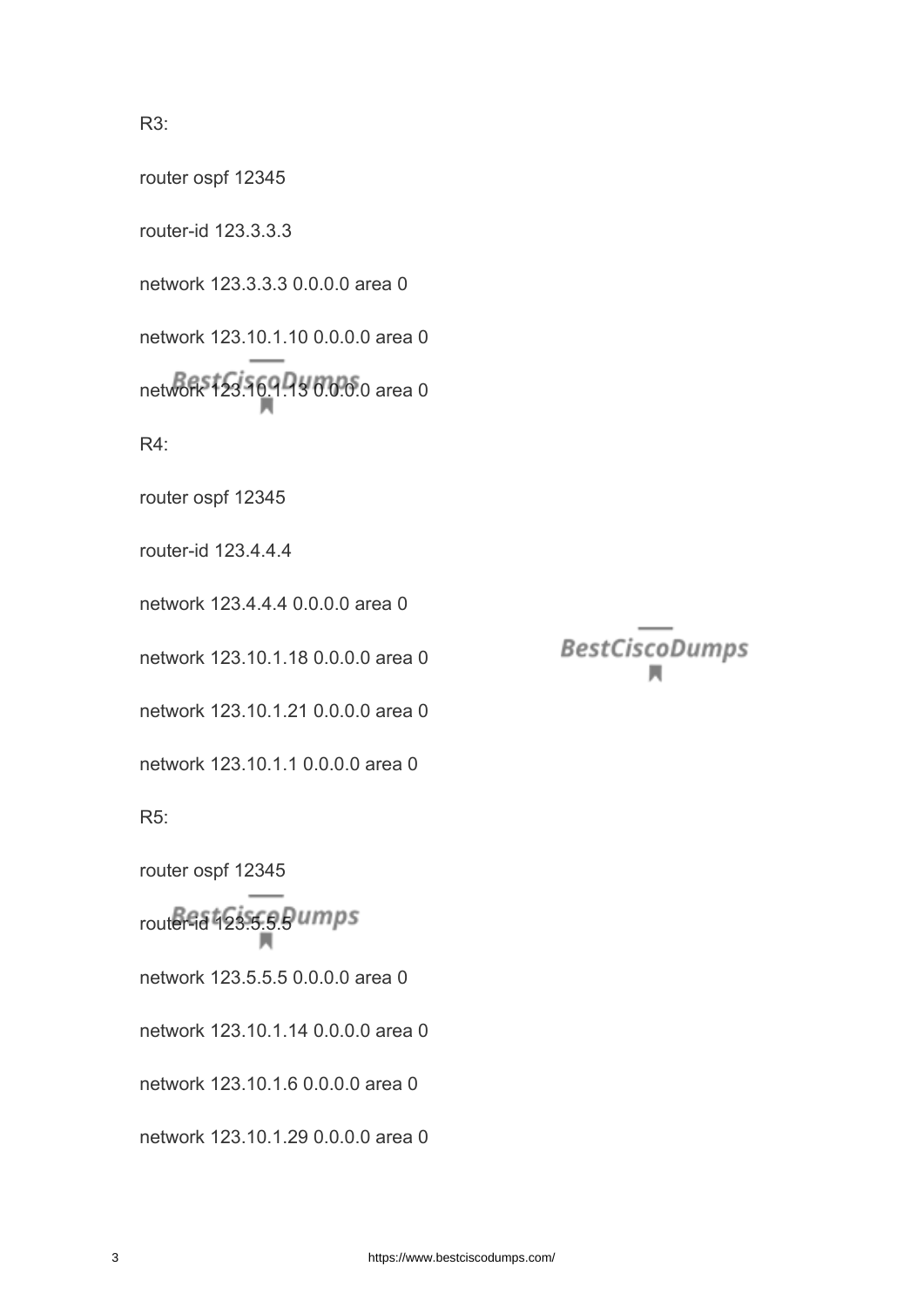R3:

router ospf 12345

router-id 123.3.3.3

network 123.3.3.3 0.0.0.0 area 0

network 123.10.1.10 0.0.0.0 area 0

network 123.10.1.13 0.0.0.0 area 0

R4:

router ospf 12345

router-id 123.4.4.4

network 123.4.4.4 0.0.0.0 area 0

network 123.10.1.18 0.0.0.0 area 0

network 123.10.1.21 0.0.0.0 area 0

network 123.10.1.1 0.0.0.0 area 0

R5:

router ospf 12345

router-id 123.5.5.5

network 123.5.5.5 0.0.0.0 area 0

network 123.10.1.14 0.0.0.0 area 0

network 123.10.1.6 0.0.0.0 area 0

network 123.10.1.29 0.0.0.0 area 0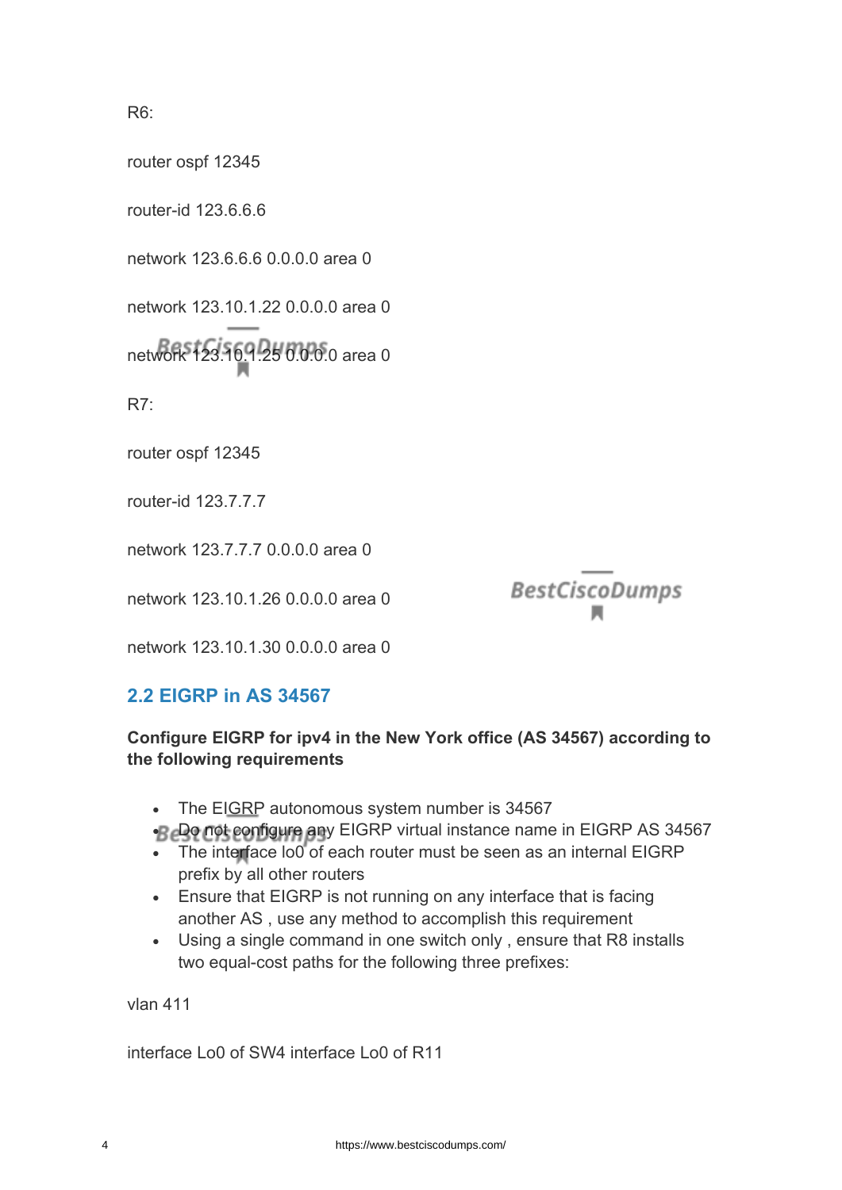R6:

router ospf 12345

router-id 123.6.6.6

network 123.6.6.6 0.0.0.0 area 0

network 123.10.1.22 0.0.0.0 area 0

network 123.10.1.25 0.0.0.0 area 0

R7:

router ospf 12345

router-id 123.7.7.7

network 123.7.7.7 0.0.0.0 area 0

network 123.10.1.26 0.0.0.0 area 0

network 123.10.1.30 0.0.0.0 area 0

## 2.2 EIGRP in AS 34567

**Configure EIGRP for ipv4 in the New York office (AS 34567) according to the following requirements**

- The EIGRP autonomous system number is 34567
- Do not configure any EIGRP virtual instance name in EIGRP AS 34567
- The interface lo0 of each router must be seen as an internal EIGRP prefix by all other routers
- Ensure that EIGRP is not running on any interface that is facing another AS , use any method to accomplish this requirement
- Using a single command in one switch only , ensure that R8 installs two equal-cost paths for the following three prefixes:

vlan 411

interface Lo0 of SW4 interface Lo0 of R11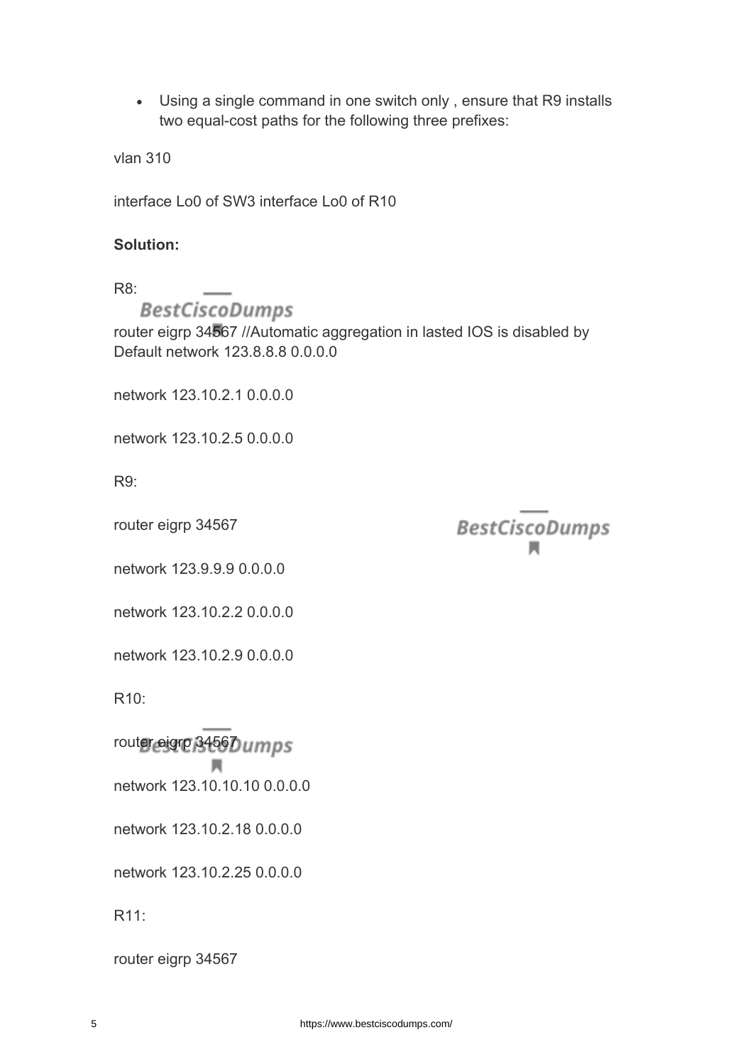- Using a single command in one switch only , ensure that R9 installs two equal-cost paths for the following three prefixes:

vlan 310

interface Lo0 of SW3 interface Lo0 of R10

**Solution:**

R8:

router eigrp 34567 //Automatic aggregation in lasted IOS is disabled by Default network 123.8.8.8 0.0.0.0

network 123.10.2.1 0.0.0.0

network 123.10.2.5 0.0.0.0

R9:

router eigrp 34567

network 123.9.9.9 0.0.0.0

network 123.10.2.2 0.0.0.0

network 123.10.2.9 0.0.0.0

R10:

router eigrp 34567

network 123.10.10.10 0.0.0.0

network 123.10.2.18 0.0.0.0

network 123.10.2.25 0.0.0.0

R11:

router eigrp 34567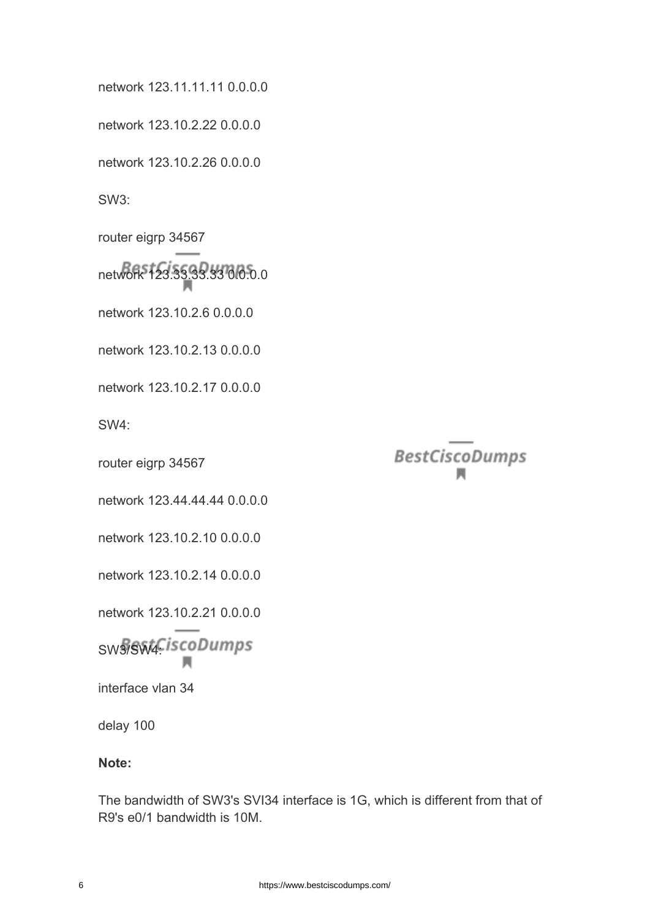network 123.11.11.11 0.0.0.0

network 123.10.2.22 0.0.0.0

network 123.10.2.26 0.0.0.0

SW3:

router eigrp 34567

network 123.33.33.33 0.0.0.0

network 123.10.2.6 0.0.0.0

network 123.10.2.13 0.0.0.0

network 123.10.2.17 0.0.0.0

SW4:

router eigrp 34567

network 123.44.44.44 0.0.0.0

network 123.10.2.10 0.0.0.0

network 123.10.2.14 0.0.0.0

network 123.10.2.21 0.0.0.0

SW3/SW4:

interface vlan 34

delay 100

**Note:**

The bandwidth of SW3's SVI34 interface is 1G, which is different from that of R9's e0/1 bandwidth is 10M.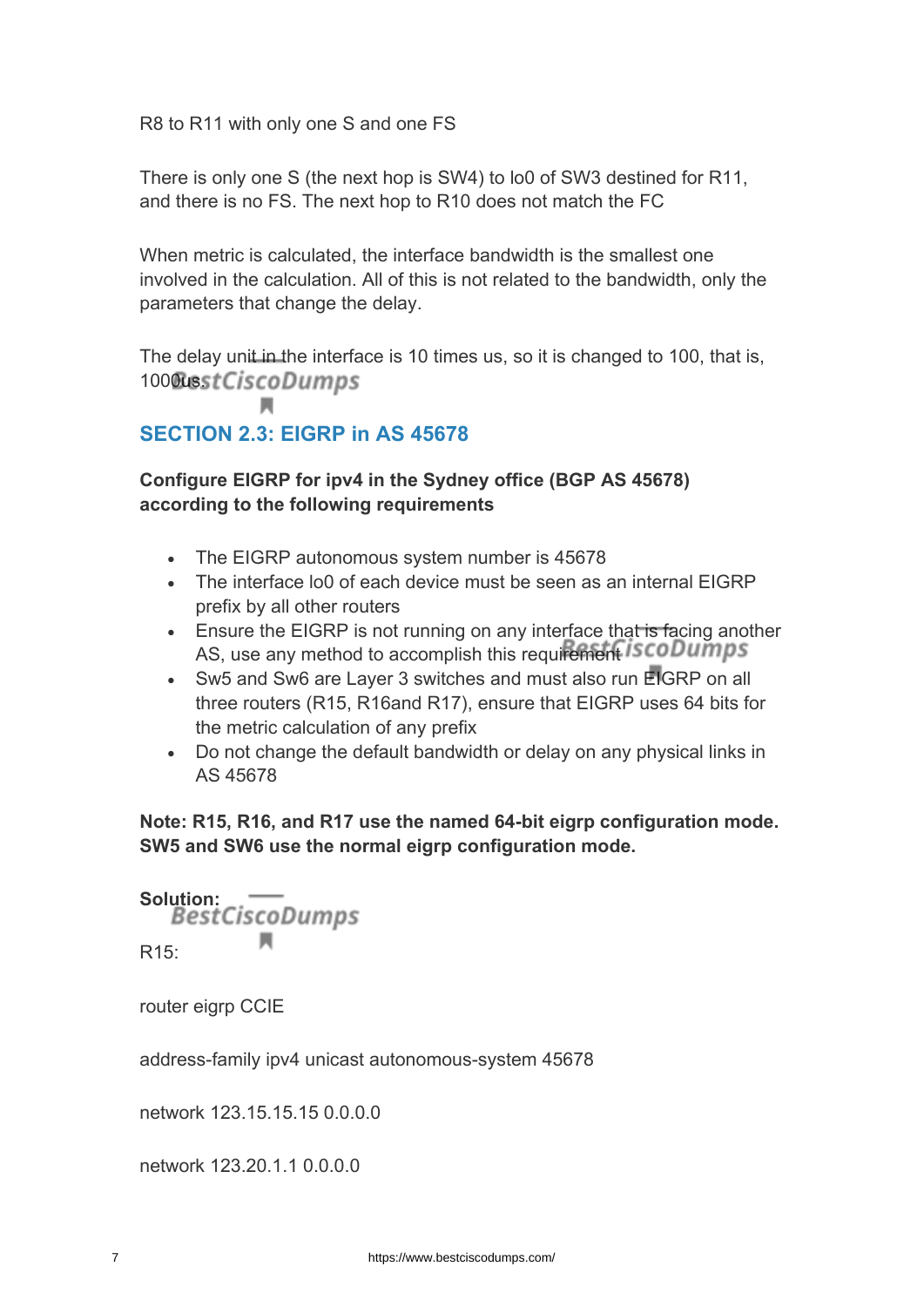R8 to R11 with only one S and one FS

There is only one S (the next hop is SW4) to lo0 of SW3 destined for R11, and there is no FS. The next hop to R10 does not match the FC

When metric is calculated, the interface bandwidth is the smallest one involved in the calculation. All of this is not related to the bandwidth, only the parameters that change the delay.

The delay unit in the interface is 10 times us, so it is changed to 100, that is, 1000us.

## SECTION 2.3: EIGRP in AS 45678

**Configure EIGRP for ipv4 in the Sydney office (BGP AS 45678) according to the following requirements**

- The EIGRP autonomous system number is 45678
- The interface lo0 of each device must be seen as an internal EIGRP prefix by all other routers
- Ensure the EIGRP is not running on any interface that is facing another AS, use any method to accomplish this requirement
- Sw5 and Sw6 are Layer 3 switches and must also run EIGRP on all three routers (R15, R16and R17), ensure that EIGRP uses 64 bits for the metric calculation of any prefix
- Do not change the default bandwidth or delay on any physical links in AS 45678

**Note: R15, R16, and R17 use the named 64-bit eigrp configuration mode. SW5 and SW6 use the normal eigrp configuration mode.**

**Solution:**

R15:

router eigrp CCIE

address-family ipv4 unicast autonomous-system 45678

network 123.15.15.15 0.0.0.0

network 123.20.1.1 0.0.0.0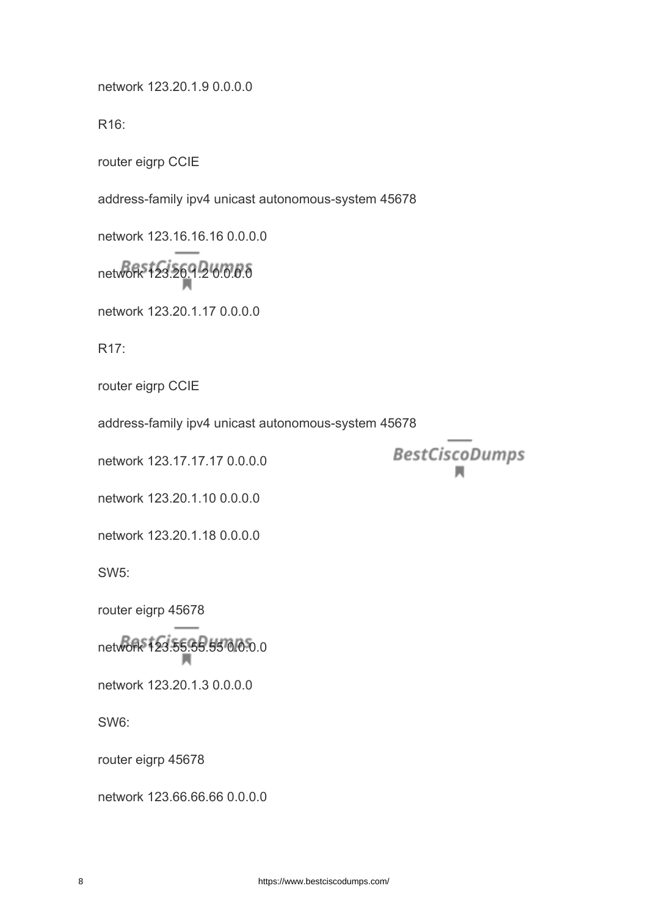network 123.20.1.9 0.0.0.0

R16:

router eigrp CCIE

address-family ipv4 unicast autonomous-system 45678

network 123.16.16.16 0.0.0.0

network 123.20.1.2 0.0.0.0

network 123.20.1.17 0.0.0.0

R17:

router eigrp CCIE

address-family ipv4 unicast autonomous-system 45678

network 123.17.17.17 0.0.0.0

network 123.20.1.10 0.0.0.0

network 123.20.1.18 0.0.0.0

SW5:

router eigrp 45678

network 123.55.55.55 0.0.0.0

network 123.20.1.3 0.0.0.0

SW6:

router eigrp 45678

network 123.66.66.66 0.0.0.0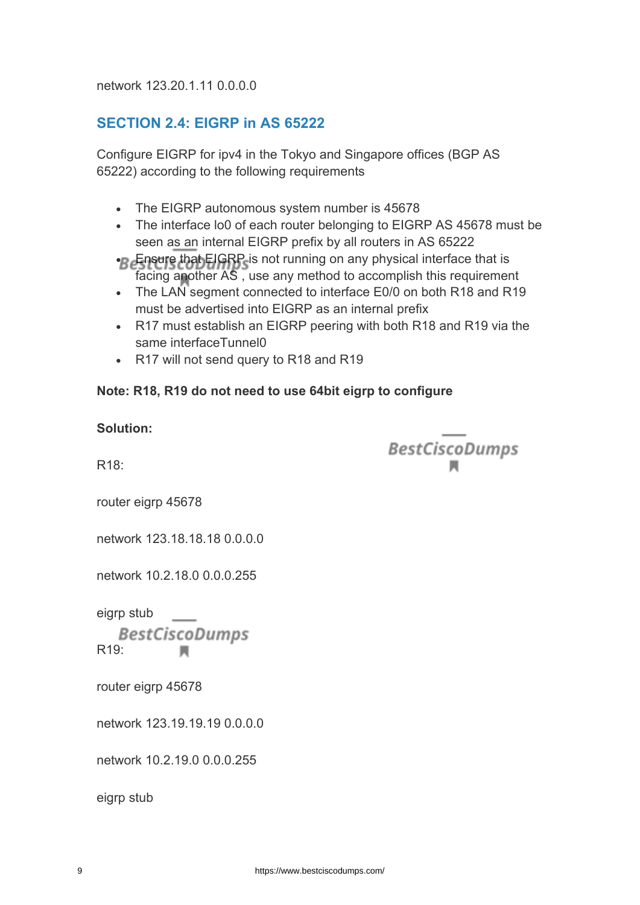network 123.20.1.11 0.0.0.0

## SECTION 2.4: EIGRP in AS 65222

Configure EIGRP for ipv4 in the Tokyo and Singapore offices (BGP AS 65222) according to the following requirements

- The EIGRP autonomous system number is 45678
- The interface lo0 of each router belonging to EIGRP AS 45678 must be seen as an internal EIGRP prefix by all routers in AS 65222
- Ensure that EIGRP is not running on any physical interface that is facing another AS , use any method to accomplish this requirement
- The LAN segment connected to interface E0/0 on both R18 and R19 must be advertised into EIGRP as an internal prefix
- R17 must establish an EIGRP peering with both R18 and R19 via the same interfaceTunnel0
- R17 will not send query to R18 and R19

**Note: R18, R19 do not need to use 64bit eigrp to configure**

**Solution:**

R18:

router eigrp 45678

network 123.18.18.18 0.0.0.0

network 10.2.18.0 0.0.0.255

eigrp stub

R19:

router eigrp 45678

network 123.19.19.19 0.0.0.0

network 10.2.19.0 0.0.0.255

eigrp stub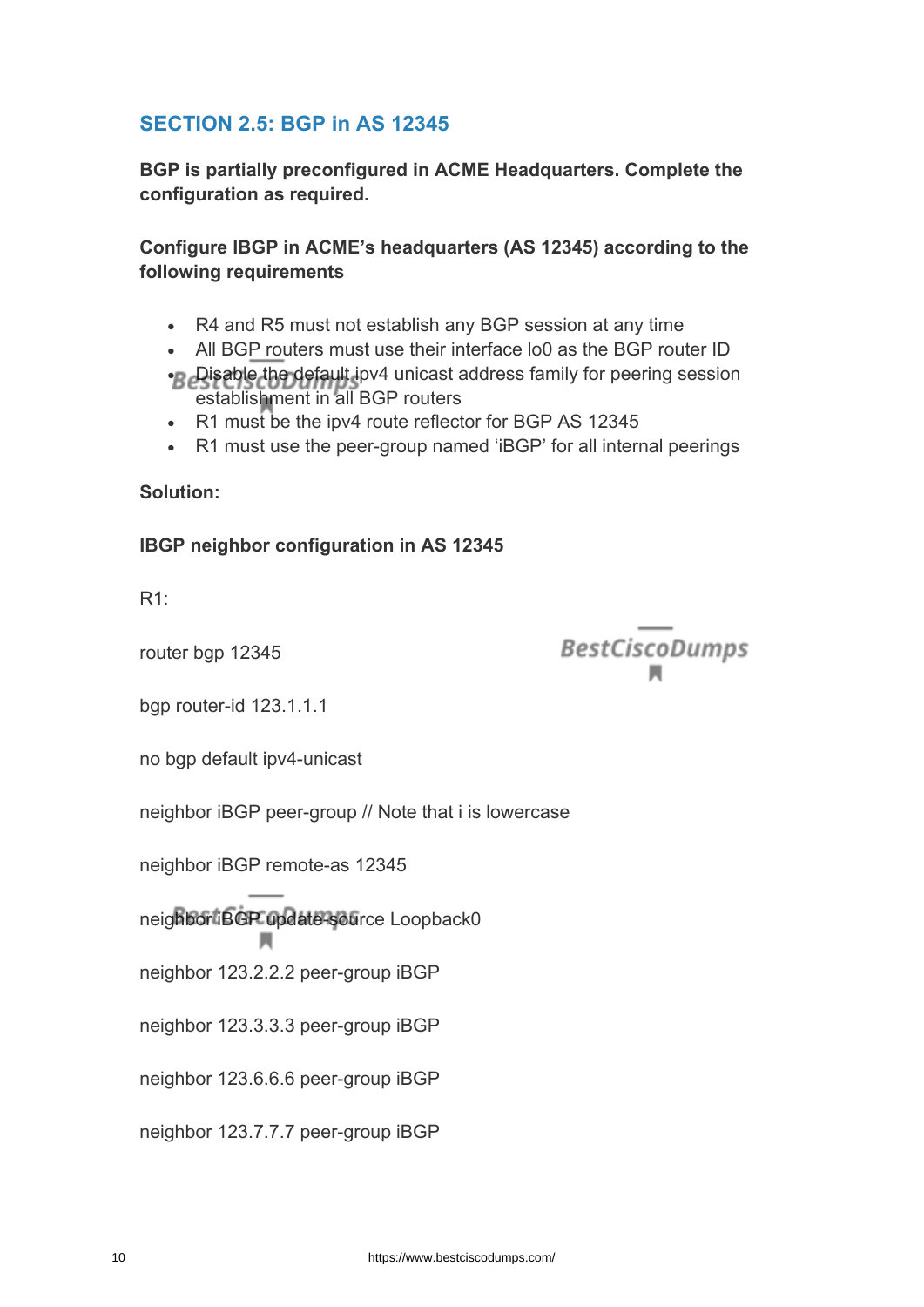## SECTION 2.5: BGP in AS 12345

**BGP is partially preconfigured in ACME Headquarters. Complete the configuration as required.**

**Configure IBGP in ACME's headquarters (AS 12345) according to the following requirements**

- R4 and R5 must not establish any BGP session at any time
- All BGP routers must use their interface lo0 as the BGP router ID
- Disable the default ipv4 unicast address family for peering session establishment in all BGP routers
- R1 must be the ipv4 route reflector for BGP AS 12345
- R1 must use the peer-group named 'iBGP' for all internal peerings

**Solution:**

**IBGP neighbor configuration in AS 12345**

R1:

router bgp 12345

bgp router-id 123.1.1.1

no bgp default ipv4-unicast

neighbor iBGP peer-group // Note that i is lowercase

neighbor iBGP remote-as 12345

neighbor iBGP update-source Loopback0

neighbor 123.2.2.2 peer-group iBGP

neighbor 123.3.3.3 peer-group iBGP

neighbor 123.6.6.6 peer-group iBGP

neighbor 123.7.7.7 peer-group iBGP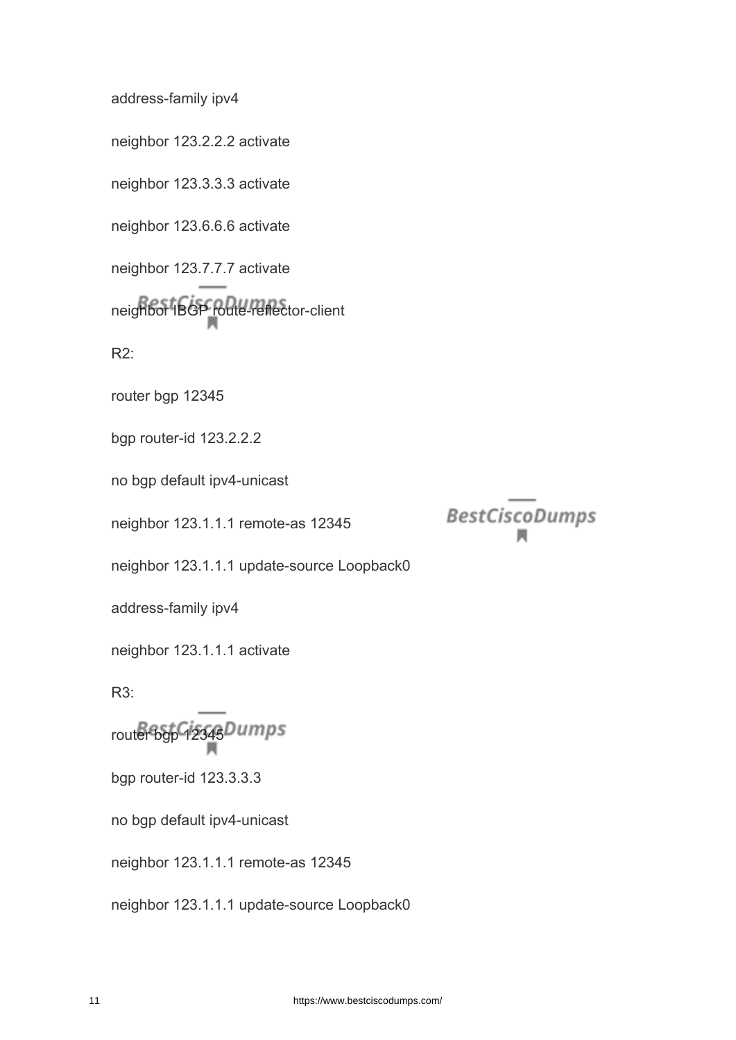address-family ipv4

neighbor 123.2.2.2 activate

neighbor 123.3.3.3 activate

neighbor 123.6.6.6 activate

neighbor 123.7.7.7 activate

neighbor IBGP route-reflector-client

R2:

router bgp 12345

bgp router-id 123.2.2.2

no bgp default ipv4-unicast

neighbor 123.1.1.1 remote-as 12345

neighbor 123.1.1.1 update-source Loopback0

address-family ipv4

neighbor 123.1.1.1 activate

R3:

router bgp 12345

bgp router-id 123.3.3.3

no bgp default ipv4-unicast

neighbor 123.1.1.1 remote-as 12345

neighbor 123.1.1.1 update-source Loopback0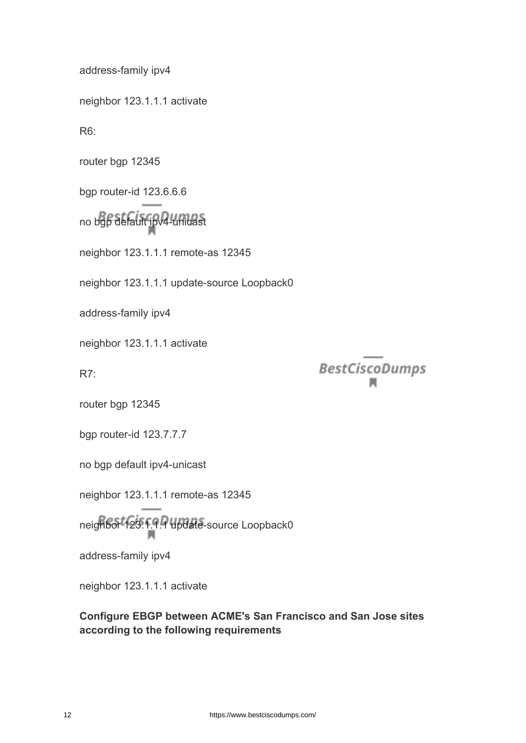address-family ipv4

neighbor 123.1.1.1 activate

R6:

router bgp 12345

bgp router-id 123.6.6.6

no bgp default ipv4-unicast

neighbor 123.1.1.1 remote-as 12345

neighbor 123.1.1.1 update-source Loopback0

address-family ipv4

neighbor 123.1.1.1 activate

R7:

router bgp 12345

bgp router-id 123.7.7.7

no bgp default ipv4-unicast

neighbor 123.1.1.1 remote-as 12345

neighbor 123.1.1.1 update-source Loopback0

address-family ipv4

neighbor 123.1.1.1 activate

**Configure EBGP between ACME's San Francisco and San Jose sites according to the following requirements**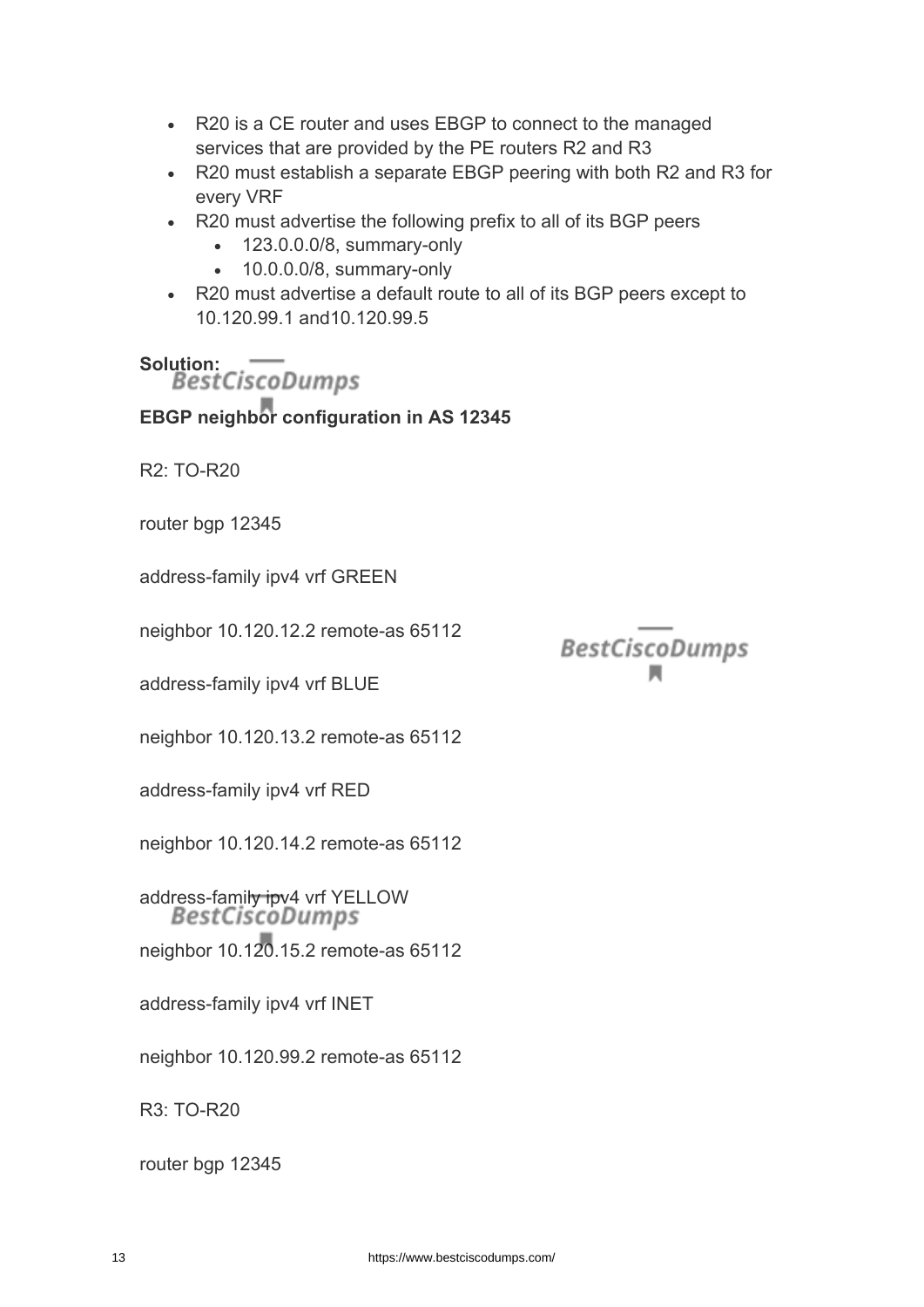- R20 is a CE router and uses EBGP to connect to the managed services that are provided by the PE routers R2 and R3
- R20 must establish a separate EBGP peering with both R2 and R3 for every VRF
- R20 must advertise the following prefix to all of its BGP peers
  - 123.0.0.0/8, summary-only
  - 10.0.0.0/8, summary-only
- R20 must advertise a default route to all of its BGP peers except to 10.120.99.1 and10.120.99.5

**Solution:**

**EBGP neighbor configuration in AS 12345**

R2: TO-R20

router bgp 12345

address-family ipv4 vrf GREEN

neighbor 10.120.12.2 remote-as 65112

address-family ipv4 vrf BLUE

neighbor 10.120.13.2 remote-as 65112

address-family ipv4 vrf RED

neighbor 10.120.14.2 remote-as 65112

address-family ipv4 vrf YELLOW

neighbor 10.120.15.2 remote-as 65112

address-family ipv4 vrf INET

neighbor 10.120.99.2 remote-as 65112

R3: TO-R20

router bgp 12345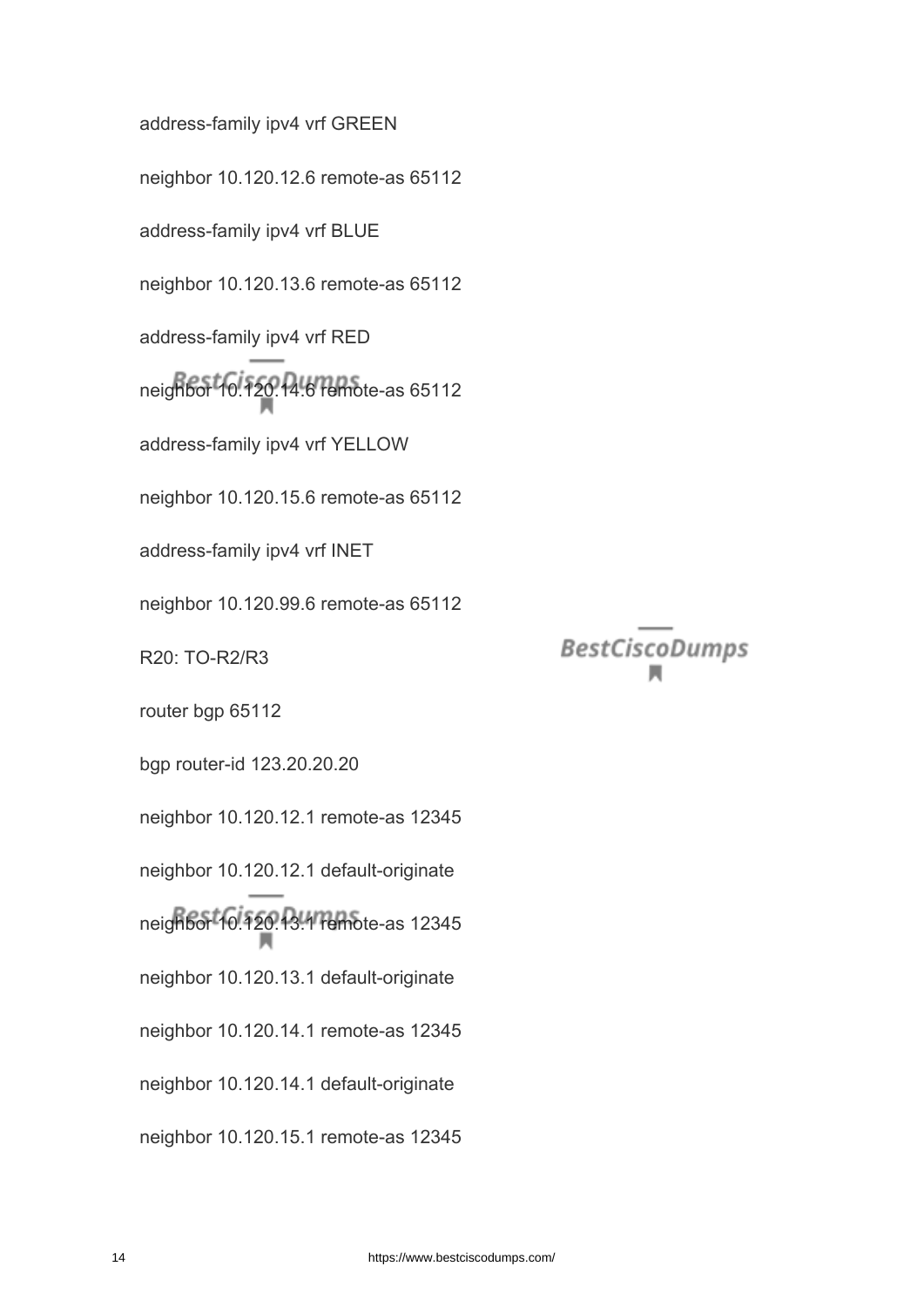address-family ipv4 vrf GREEN

neighbor 10.120.12.6 remote-as 65112

address-family ipv4 vrf BLUE

neighbor 10.120.13.6 remote-as 65112

address-family ipv4 vrf RED

neighbor 10.120.14.6 remote-as 65112

address-family ipv4 vrf YELLOW

neighbor 10.120.15.6 remote-as 65112

address-family ipv4 vrf INET

neighbor 10.120.99.6 remote-as 65112

R20: TO-R2/R3

router bgp 65112

bgp router-id 123.20.20.20

neighbor 10.120.12.1 remote-as 12345

neighbor 10.120.12.1 default-originate

neighbor 10.120.13.1 remote-as 12345

neighbor 10.120.13.1 default-originate

neighbor 10.120.14.1 remote-as 12345

neighbor 10.120.14.1 default-originate

neighbor 10.120.15.1 remote-as 12345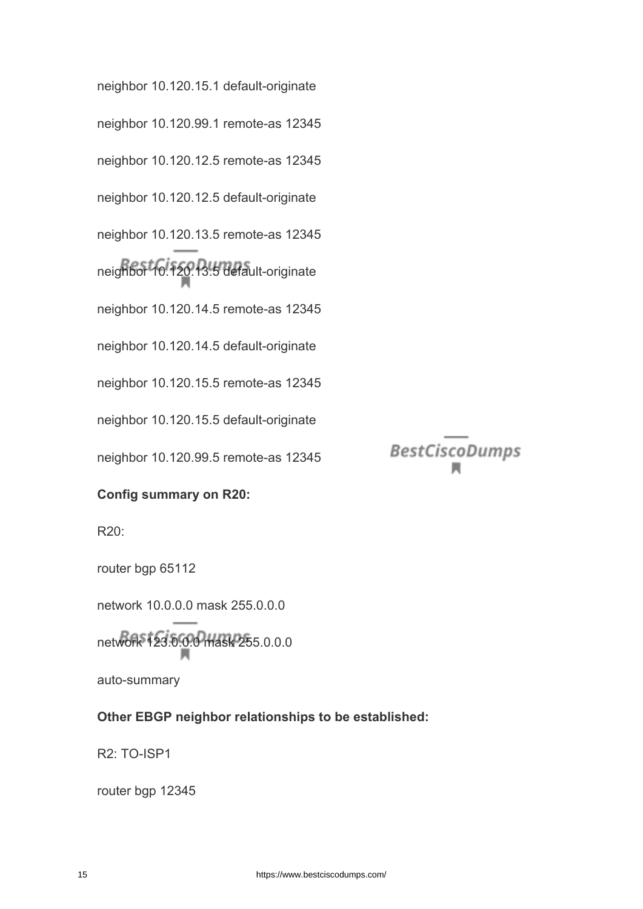neighbor 10.120.15.1 default-originate

neighbor 10.120.99.1 remote-as 12345

neighbor 10.120.12.5 remote-as 12345

neighbor 10.120.12.5 default-originate

neighbor 10.120.13.5 remote-as 12345

neighbor 10.120.13.5 default-originate

neighbor 10.120.14.5 remote-as 12345

neighbor 10.120.14.5 default-originate

neighbor 10.120.15.5 remote-as 12345

neighbor 10.120.15.5 default-originate

neighbor 10.120.99.5 remote-as 12345

**Config summary on R20:**

R20:

router bgp 65112

network 10.0.0.0 mask 255.0.0.0

network 123.0.0.0 mask 255.0.0.0

auto-summary

**Other EBGP neighbor relationships to be established:**

R2: TO-ISP1

router bgp 12345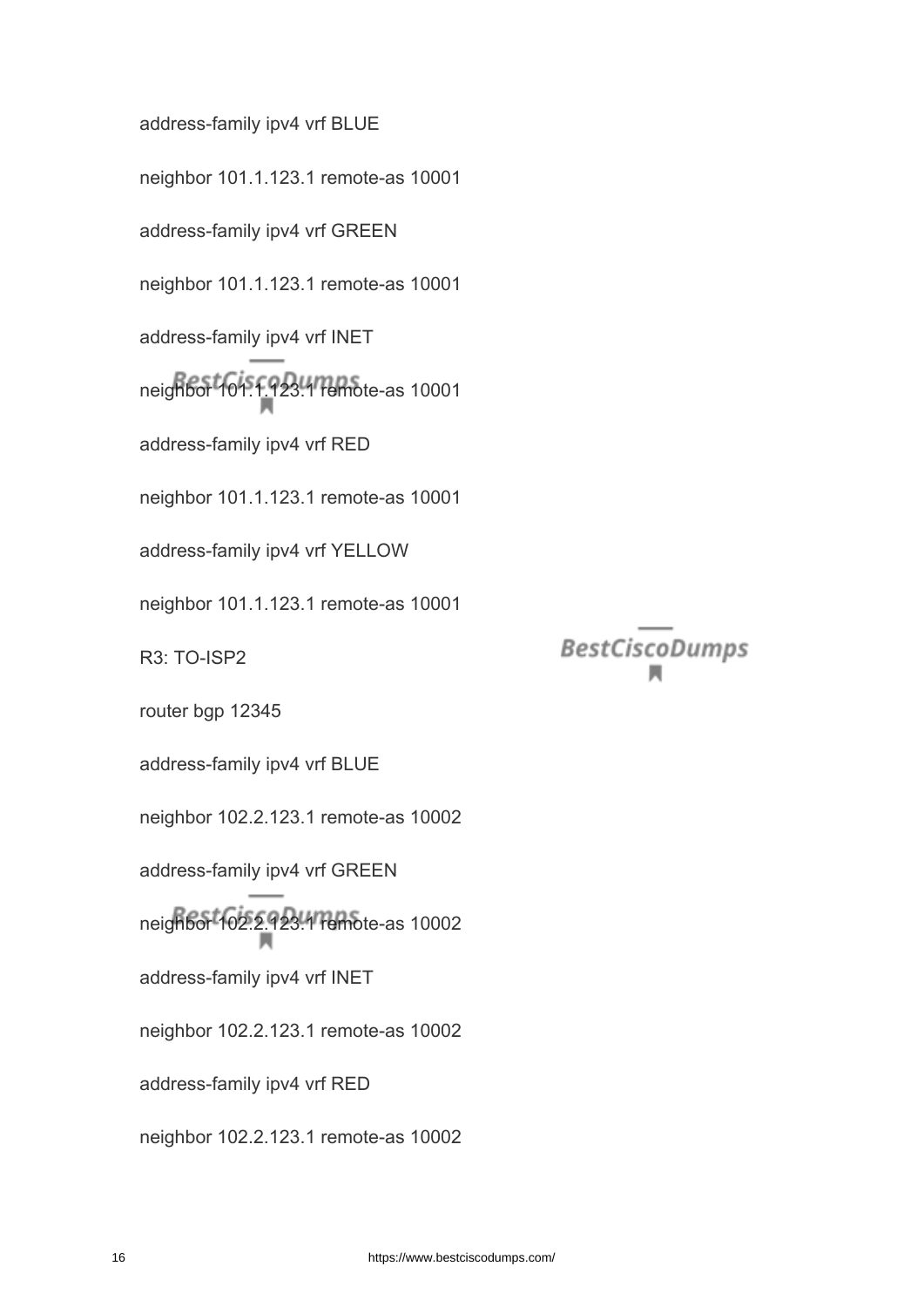address-family ipv4 vrf BLUE

neighbor 101.1.123.1 remote-as 10001

address-family ipv4 vrf GREEN

neighbor 101.1.123.1 remote-as 10001

address-family ipv4 vrf INET

neighbor 101.1.123.1 remote-as 10001

address-family ipv4 vrf RED

neighbor 101.1.123.1 remote-as 10001

address-family ipv4 vrf YELLOW

neighbor 101.1.123.1 remote-as 10001

R3: TO-ISP2

router bgp 12345

address-family ipv4 vrf BLUE

neighbor 102.2.123.1 remote-as 10002

address-family ipv4 vrf GREEN

neighbor 102.2.123.1 remote-as 10002

address-family ipv4 vrf INET

neighbor 102.2.123.1 remote-as 10002

address-family ipv4 vrf RED

neighbor 102.2.123.1 remote-as 10002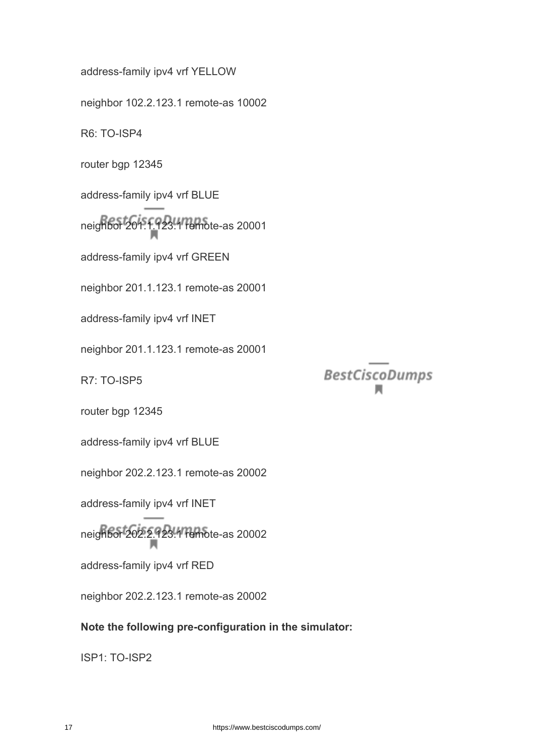address-family ipv4 vrf YELLOW

neighbor 102.2.123.1 remote-as 10002

R6: TO-ISP4

router bgp 12345

address-family ipv4 vrf BLUE

neighbor 201.1.123.1 remote-as 20001

address-family ipv4 vrf GREEN

neighbor 201.1.123.1 remote-as 20001

address-family ipv4 vrf INET

neighbor 201.1.123.1 remote-as 20001

R7: TO-ISP5

router bgp 12345

address-family ipv4 vrf BLUE

neighbor 202.2.123.1 remote-as 20002

address-family ipv4 vrf INET

neighbor 202.2.123.1 remote-as 20002

address-family ipv4 vrf RED

neighbor 202.2.123.1 remote-as 20002

**Note the following pre-configuration in the simulator:**

ISP1: TO-ISP2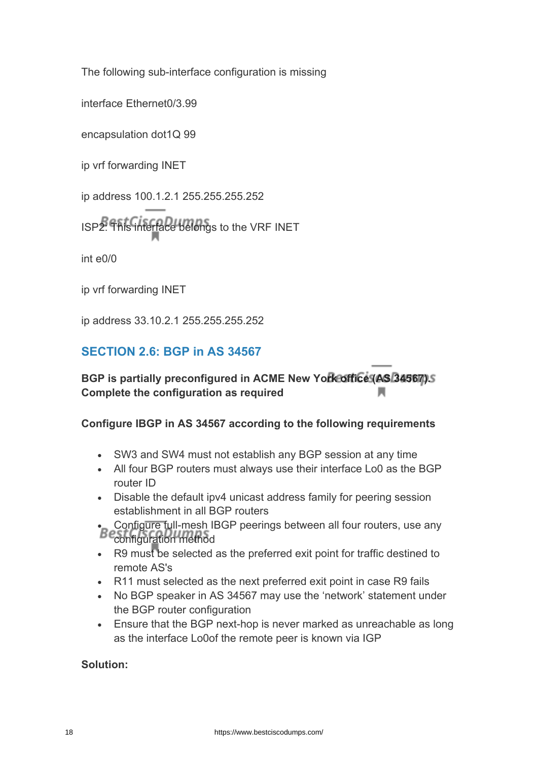The following sub-interface configuration is missing

interface Ethernet0/3.99

encapsulation dot1Q 99

ip vrf forwarding INET

ip address 100.1.2.1 255.255.255.252

ISP2: This interface belongs to the VRF INET

int e0/0

ip vrf forwarding INET

ip address 33.10.2.1 255.255.255.252

## SECTION 2.6: BGP in AS 34567

**BGP is partially preconfigured in ACME New York office (AS 34567). Complete the configuration as required**

**Configure IBGP in AS 34567 according to the following requirements**

- SW3 and SW4 must not establish any BGP session at any time
- All four BGP routers must always use their interface Lo0 as the BGP router ID
- Disable the default ipv4 unicast address family for peering session establishment in all BGP routers
- Configure full-mesh IBGP peerings between all four routers, use any configuration method
- R9 must be selected as the preferred exit point for traffic destined to remote AS's
- R11 must selected as the next preferred exit point in case R9 fails
- No BGP speaker in AS 34567 may use the 'network' statement under the BGP router configuration
- Ensure that the BGP next-hop is never marked as unreachable as long as the interface Lo0of the remote peer is known via IGP

**Solution:**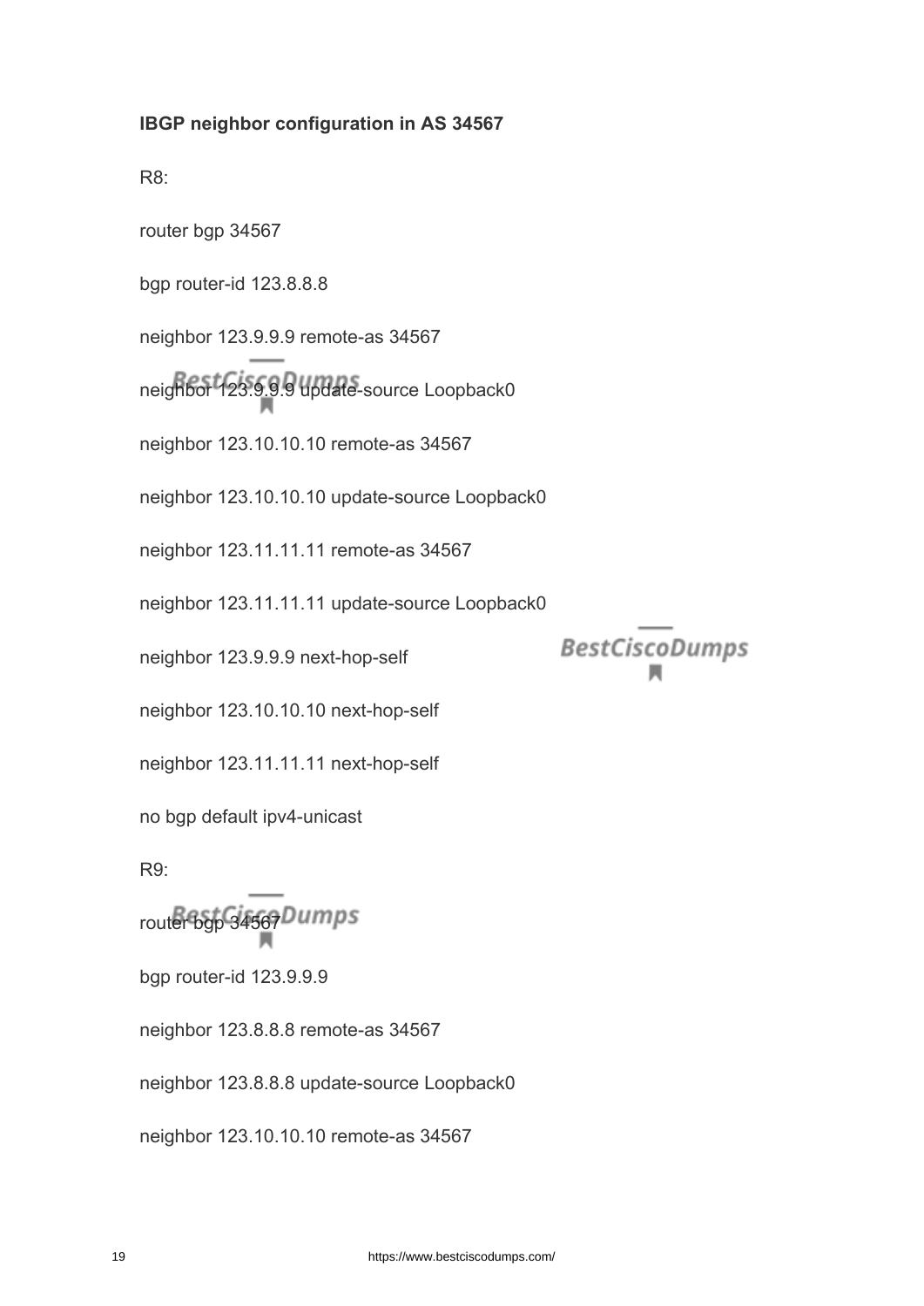**IBGP neighbor configuration in AS 34567**

R8:

router bgp 34567

bgp router-id 123.8.8.8

neighbor 123.9.9.9 remote-as 34567

neighbor 123.9.9.9 update-source Loopback0

neighbor 123.10.10.10 remote-as 34567

neighbor 123.10.10.10 update-source Loopback0

neighbor 123.11.11.11 remote-as 34567

neighbor 123.11.11.11 update-source Loopback0

neighbor 123.9.9.9 next-hop-self

neighbor 123.10.10.10 next-hop-self

neighbor 123.11.11.11 next-hop-self

no bgp default ipv4-unicast

R9:

router bgp 34567

bgp router-id 123.9.9.9

neighbor 123.8.8.8 remote-as 34567

neighbor 123.8.8.8 update-source Loopback0

neighbor 123.10.10.10 remote-as 34567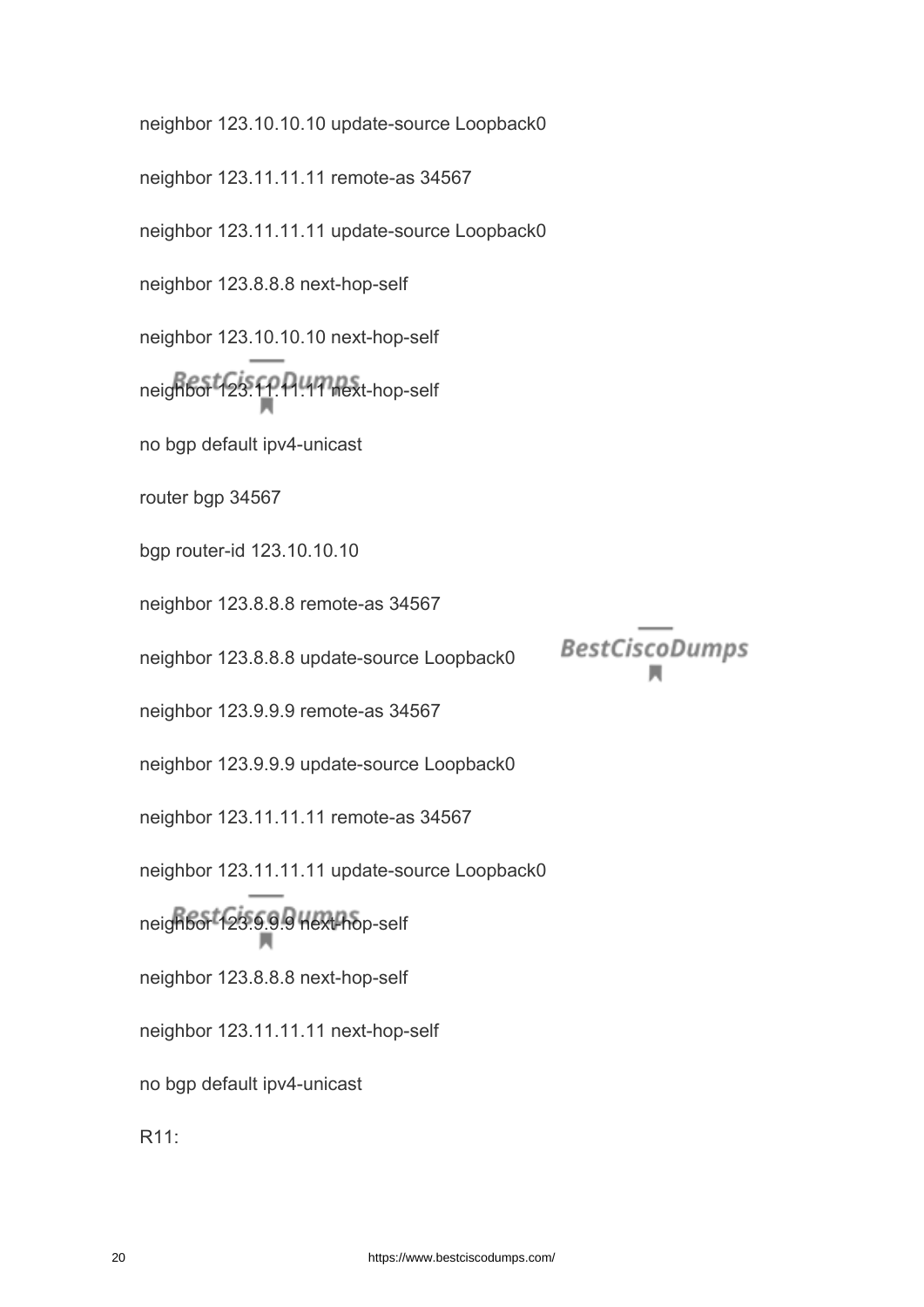neighbor 123.10.10.10 update-source Loopback0

neighbor 123.11.11.11 remote-as 34567

neighbor 123.11.11.11 update-source Loopback0

neighbor 123.8.8.8 next-hop-self

neighbor 123.10.10.10 next-hop-self

neighbor 123.11.11.11 next-hop-self

no bgp default ipv4-unicast

router bgp 34567

bgp router-id 123.10.10.10

neighbor 123.8.8.8 remote-as 34567

neighbor 123.8.8.8 update-source Loopback0

neighbor 123.9.9.9 remote-as 34567

neighbor 123.9.9.9 update-source Loopback0

neighbor 123.11.11.11 remote-as 34567

neighbor 123.11.11.11 update-source Loopback0

neighbor 123.9.9.9 next-hop-self

neighbor 123.8.8.8 next-hop-self

neighbor 123.11.11.11 next-hop-self

no bgp default ipv4-unicast

R11: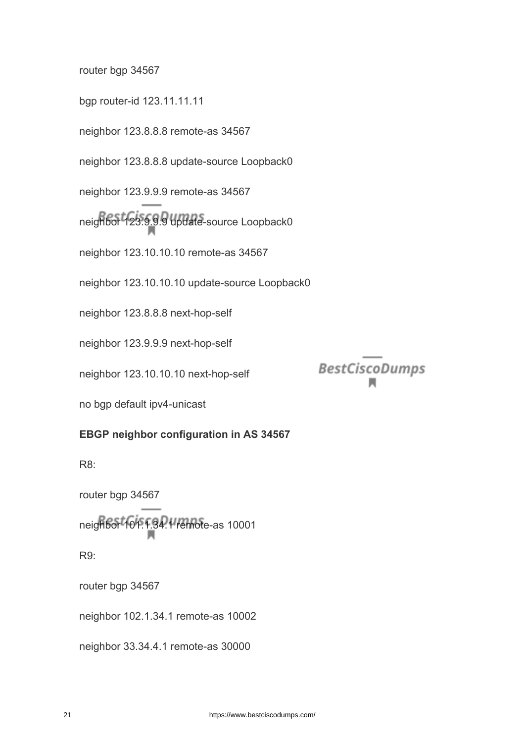router bgp 34567

bgp router-id 123.11.11.11

neighbor 123.8.8.8 remote-as 34567

neighbor 123.8.8.8 update-source Loopback0

neighbor 123.9.9.9 remote-as 34567

neighbor 123.9.9.9 update-source Loopback0

neighbor 123.10.10.10 remote-as 34567

neighbor 123.10.10.10 update-source Loopback0

neighbor 123.8.8.8 next-hop-self

neighbor 123.9.9.9 next-hop-self

neighbor 123.10.10.10 next-hop-self

no bgp default ipv4-unicast

**EBGP neighbor configuration in AS 34567**

R8:

router bgp 34567

neighbor 101.1.34.1 remote-as 10001

R9:

router bgp 34567

neighbor 102.1.34.1 remote-as 10002

neighbor 33.34.4.1 remote-as 30000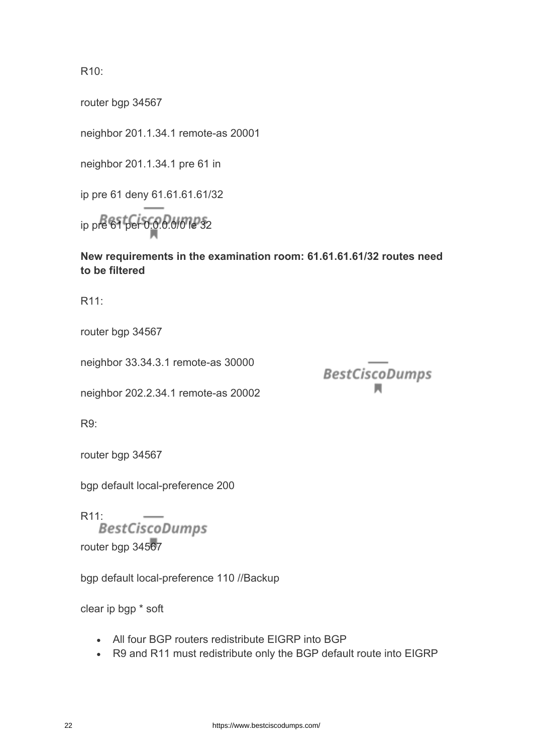R10:

router bgp 34567

neighbor 201.1.34.1 remote-as 20001

neighbor 201.1.34.1 pre 61 in

ip pre 61 deny 61.61.61.61/32

ip pre 61 per 0.0.0.0/0 le 32

**New requirements in the examination room: 61.61.61.61/32 routes need to be filtered**

R11:

router bgp 34567

neighbor 33.34.3.1 remote-as 30000

neighbor 202.2.34.1 remote-as 20002

R9:

router bgp 34567

bgp default local-preference 200

R11:

router bgp 34567

bgp default local-preference 110 //Backup

clear ip bgp * soft

- All four BGP routers redistribute EIGRP into BGP
- R9 and R11 must redistribute only the BGP default route into EIGRP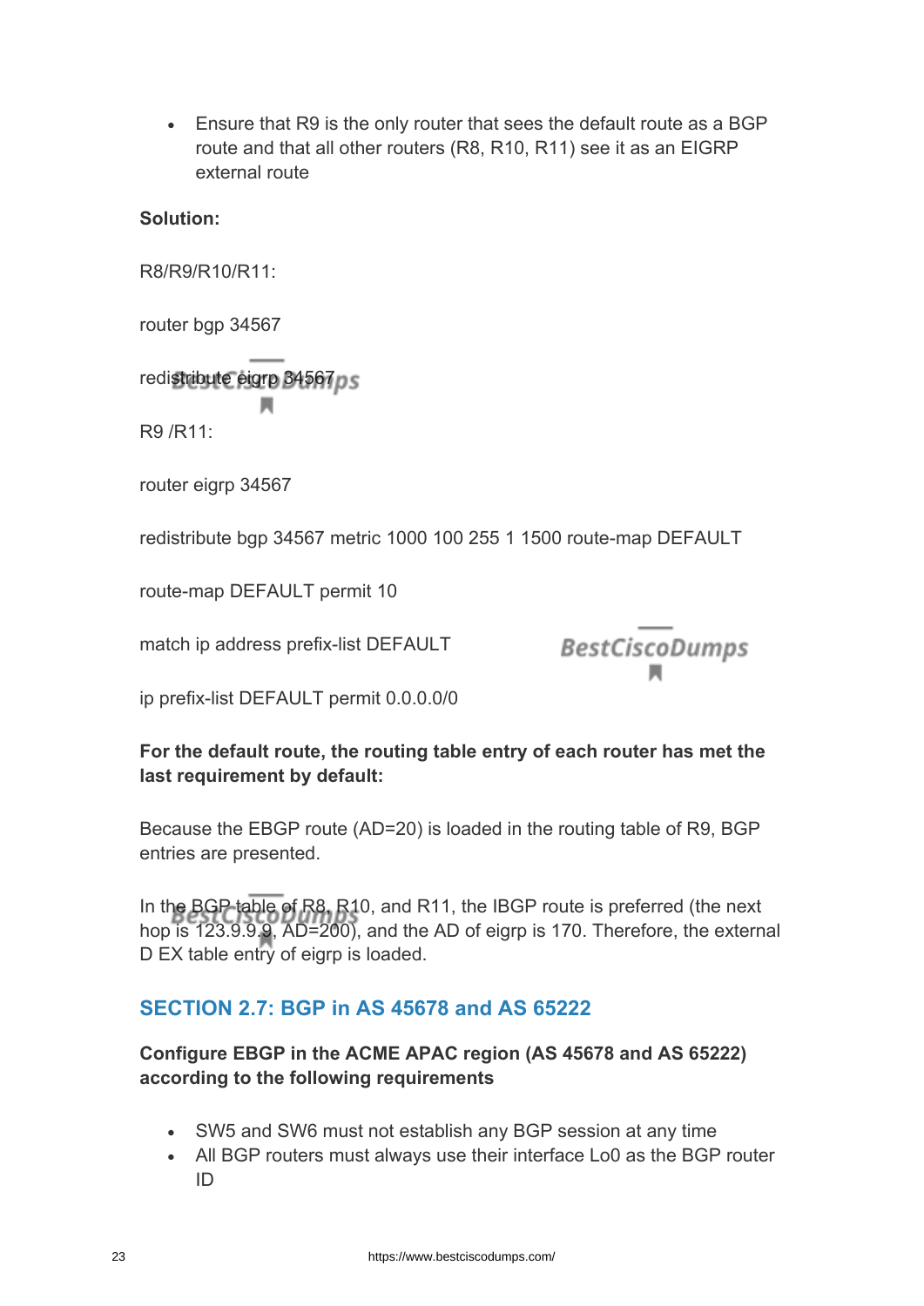- Ensure that R9 is the only router that sees the default route as a BGP route and that all other routers (R8, R10, R11) see it as an EIGRP external route

**Solution:**

R8/R9/R10/R11:

router bgp 34567

redistribute eigrp 34567

R9 /R11:

router eigrp 34567

redistribute bgp 34567 metric 1000 100 255 1 1500 route-map DEFAULT

route-map DEFAULT permit 10

match ip address prefix-list DEFAULT

ip prefix-list DEFAULT permit 0.0.0.0/0

**For the default route, the routing table entry of each router has met the last requirement by default:**

Because the EBGP route (AD=20) is loaded in the routing table of R9, BGP entries are presented.

In the BGP table of R8, R10, and R11, the IBGP route is preferred (the next hop is 123.9.9.9, AD=200), and the AD of eigrp is 170. Therefore, the external D EX table entry of eigrp is loaded.

## SECTION 2.7: BGP in AS 45678 and AS 65222

**Configure EBGP in the ACME APAC region (AS 45678 and AS 65222) according to the following requirements**

- SW5 and SW6 must not establish any BGP session at any time
- All BGP routers must always use their interface Lo0 as the BGP router ID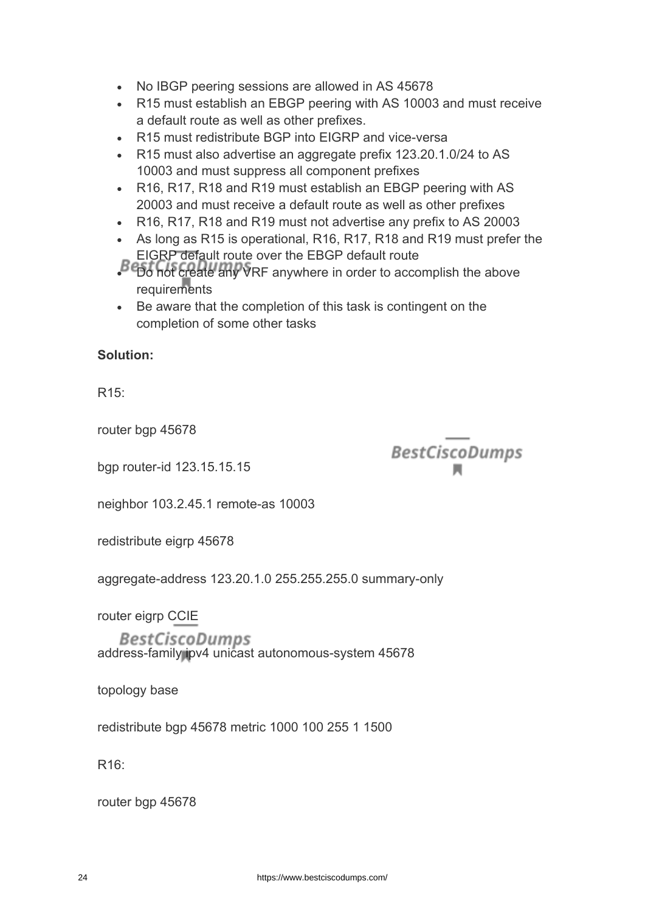- No IBGP peering sessions are allowed in AS 45678
- R15 must establish an EBGP peering with AS 10003 and must receive a default route as well as other prefixes.
- R15 must redistribute BGP into EIGRP and vice-versa
- R15 must also advertise an aggregate prefix 123.20.1.0/24 to AS 10003 and must suppress all component prefixes
- R16, R17, R18 and R19 must establish an EBGP peering with AS 20003 and must receive a default route as well as other prefixes
- R16, R17, R18 and R19 must not advertise any prefix to AS 20003
- As long as R15 is operational, R16, R17, R18 and R19 must prefer the EIGRP default route over the EBGP default route
- Do not create any VRF anywhere in order to accomplish the above requirements
- Be aware that the completion of this task is contingent on the completion of some other tasks

**Solution:**

R15:

router bgp 45678

bgp router-id 123.15.15.15

neighbor 103.2.45.1 remote-as 10003

redistribute eigrp 45678

aggregate-address 123.20.1.0 255.255.255.0 summary-only

router eigrp CCIE

address-family ipv4 unicast autonomous-system 45678

topology base

redistribute bgp 45678 metric 1000 100 255 1 1500

R16:

router bgp 45678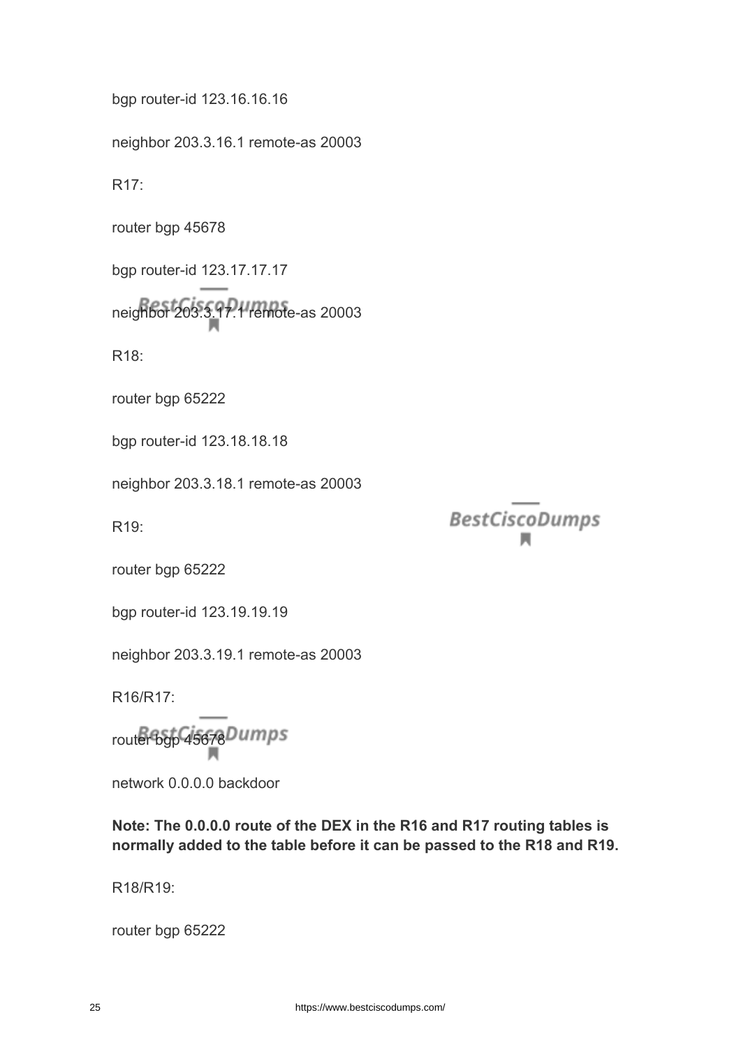bgp router-id 123.16.16.16

neighbor 203.3.16.1 remote-as 20003

R17:

router bgp 45678

bgp router-id 123.17.17.17

neighbor 203.3.17.1 remote-as 20003

R18:

router bgp 65222

bgp router-id 123.18.18.18

neighbor 203.3.18.1 remote-as 20003

R19:

router bgp 65222

bgp router-id 123.19.19.19

neighbor 203.3.19.1 remote-as 20003

R16/R17:

router bgp 45678

network 0.0.0.0 backdoor

**Note: The 0.0.0.0 route of the DEX in the R16 and R17 routing tables is normally added to the table before it can be passed to the R18 and R19.**

R18/R19:

router bgp 65222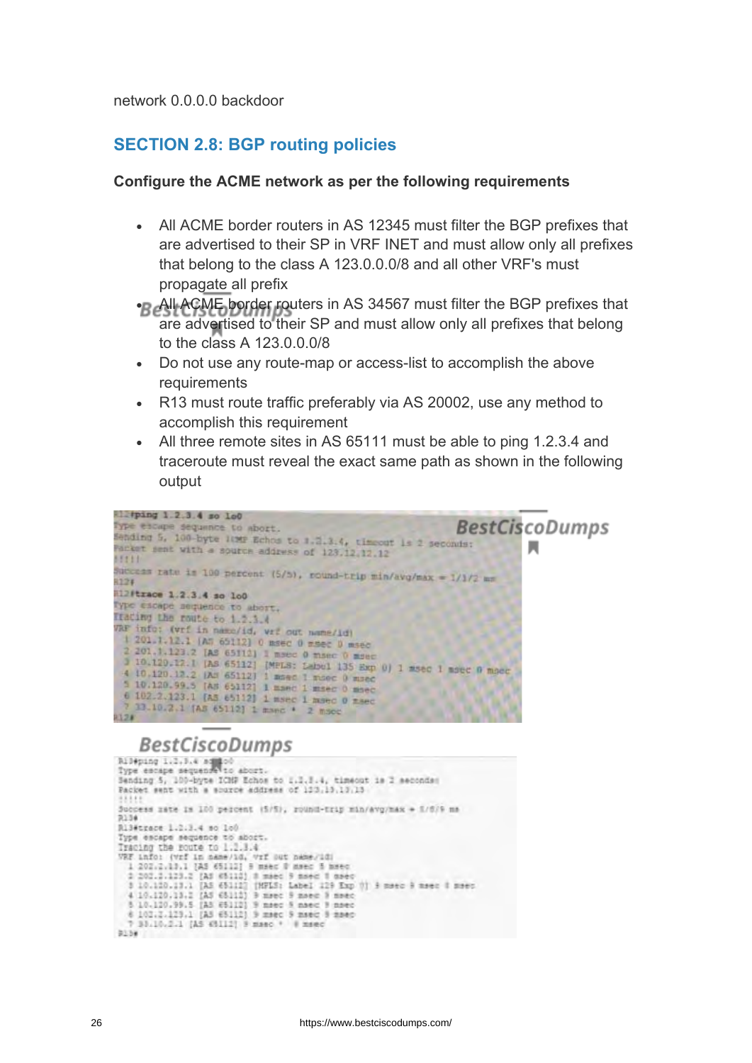network 0.0.0.0 backdoor

## SECTION 2.8: BGP routing policies

**Configure the ACME network as per the following requirements**

- All ACME border routers in AS 12345 must filter the BGP prefixes that are advertised to their SP in VRF INET and must allow only all prefixes that belong to the class A 123.0.0.0/8 and all other VRF's must propagate all prefix
- All ACME border routers in AS 34567 must filter the BGP prefixes that are advertised to their SP and must allow only all prefixes that belong to the class A 123.0.0.0/8
- Do not use any route-map or access-list to accomplish the above requirements
- R13 must route traffic preferably via AS 20002, use any method to accomplish this requirement
- All three remote sites in AS 65111 must be able to ping 1.2.3.4 and traceroute must reveal the exact same path as shown in the following output

```
R12#ping 1.2.3.4 so lo0
Type escape sequence to abort.
Sending 5, 100-byte ICMP Echos to 1.2.3.4, timeout is 2 seconds:
Packet sent with a source address of 123.12.12.12
!!!!!
Success rate is 100 percent (5/5), round-trip min/avg/max = 1/1/2 ms
R12#
R12#trace 1.2.3.4 so lo0
Type escape sequence to abort.
Tracing the route to 1.2.3.4
VRF info: (vrf in name/id, vrf out name/id)
  1 201.1.12.1 [AS 65112] 0 msec 0 msec 0 msec
  2 201.1.123.2 [AS 65112] 1 msec 0 msec 0 msec
  3 10.120.12.1 [AS 65112] [MPLS: Label 135 Exp 0] 1 msec 1 msec 0 msec
  4 10.120.12.2 [AS 65112] 1 msec 1 msec 0 msec
  5 10.120.99.5 [AS 65112] 1 msec 1 msec 0 msec
  6 102.2.123.1 [AS 65112] 1 msec 1 msec 0 msec
  7 33.10.2.1 [AS 65112] 1 msec * 2 msec
R12#
```

```
R13#ping 1.2.3.4 so lo0
Type escape sequence to abort.
Sending 5, 100-byte ICMP Echos to 1.2.3.4, timeout is 2 seconds:
Packet sent with a source address of 123.13.13.13
!!!!!
Success rate is 100 percent (5/5), round-trip min/avg/max = 5/8/9 ms
R13#
R13#trace 1.2.3.4 so lo0
Type escape sequence to abort.
Tracing the route to 1.2.3.4
VRF info: (vrf in name/id, vrf out name/id)
  1 202.2.13.1 [AS 65112] 9 msec 8 msec 5 msec
  2 202.2.123.2 [AS 65112] 8 msec 9 msec 8 msec
  3 10.120.13.1 [AS 65112] [MPLS: Label 129 Exp 0] 9 msec 8 msec 8 msec
  4 10.120.13.2 [AS 65112] 9 msec 9 msec 9 msec
  5 10.120.99.5 [AS 65112] 9 msec 9 msec 9 msec
  6 102.2.123.1 [AS 65112] 9 msec 9 msec 9 msec
  7 33.10.2.1 [AS 65112] 9 msec * 8 msec
R13#
```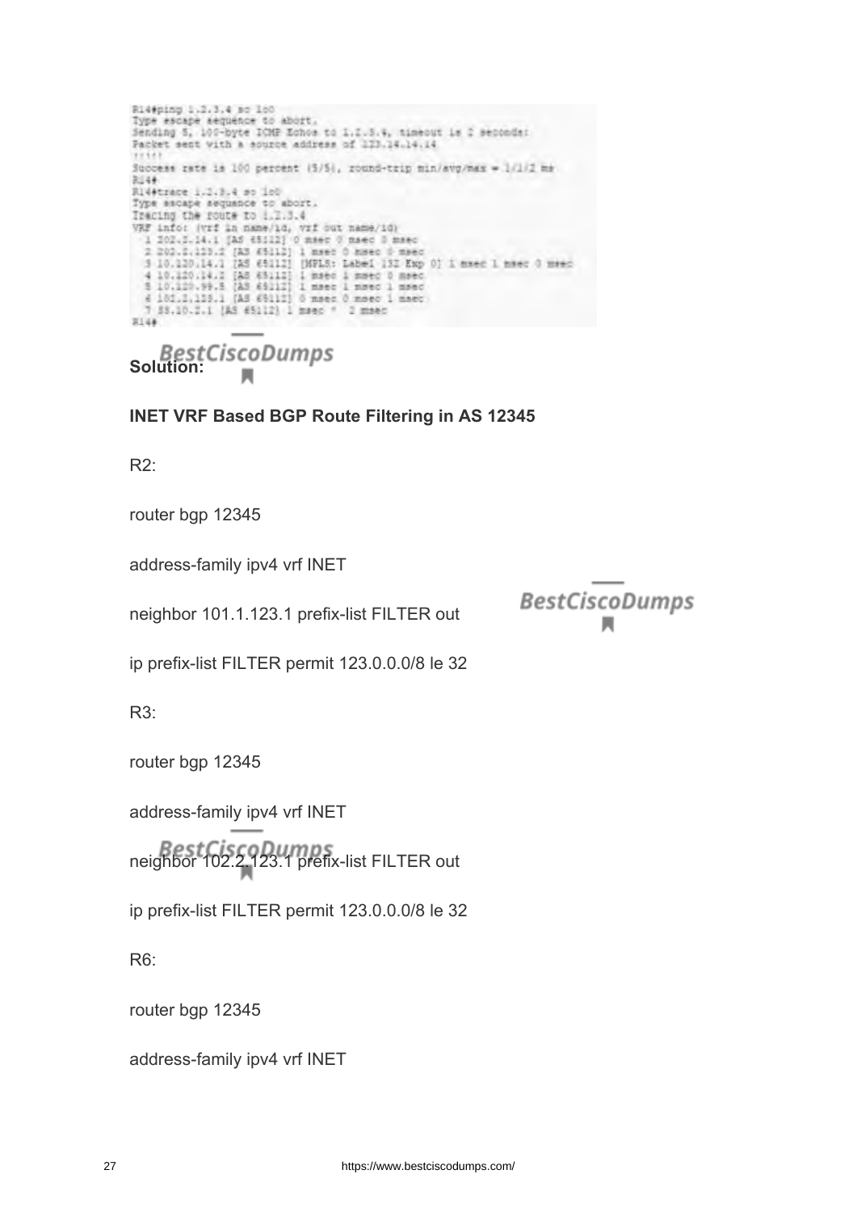```
R14#ping 1.2.3.4 so lo0
Type escape sequence to abort.
Sending 5, 100-byte ICMP Echos to 1.2.3.4, timeout is 2 seconds:
Packet sent with a source address of 123.14.14.14
!!!!!
Success rate is 100 percent (5/5), round-trip min/avg/max = 1/1/2 ms
R14#
R14#trace 1.2.3.4 so lo0
Type escape sequence to abort.
Tracing the route to 1.2.3.4
VRF info: (vrf in name/id, vrf out name/id)
  1 202.2.14.1 [AS 65112] 0 msec 0 msec 0 msec
  2 202.2.123.2 [AS 65112] 1 msec 0 msec 0 msec
  3 10.120.14.1 [AS 65112] [MPLS: Label 132 Exp 0] 1 msec 1 msec 0 msec
  4 10.120.14.2 [AS 65112] 1 msec 1 msec 0 msec
  5 10.120.99.5 [AS 65112] 1 msec 1 msec 1 msec
  6 101.2.125.1 [AS 65112] 0 msec 0 msec 1 msec
  7 55.10.2.1 [AS 65112] 1 msec *  2 msec
R14#
```

**Solution:**

**INET VRF Based BGP Route Filtering in AS 12345**

R2:

router bgp 12345

address-family ipv4 vrf INET

neighbor 101.1.123.1 prefix-list FILTER out

ip prefix-list FILTER permit 123.0.0.0/8 le 32

R3:

router bgp 12345

address-family ipv4 vrf INET

neighbor 102.2.123.1 prefix-list FILTER out

ip prefix-list FILTER permit 123.0.0.0/8 le 32

R6:

router bgp 12345

address-family ipv4 vrf INET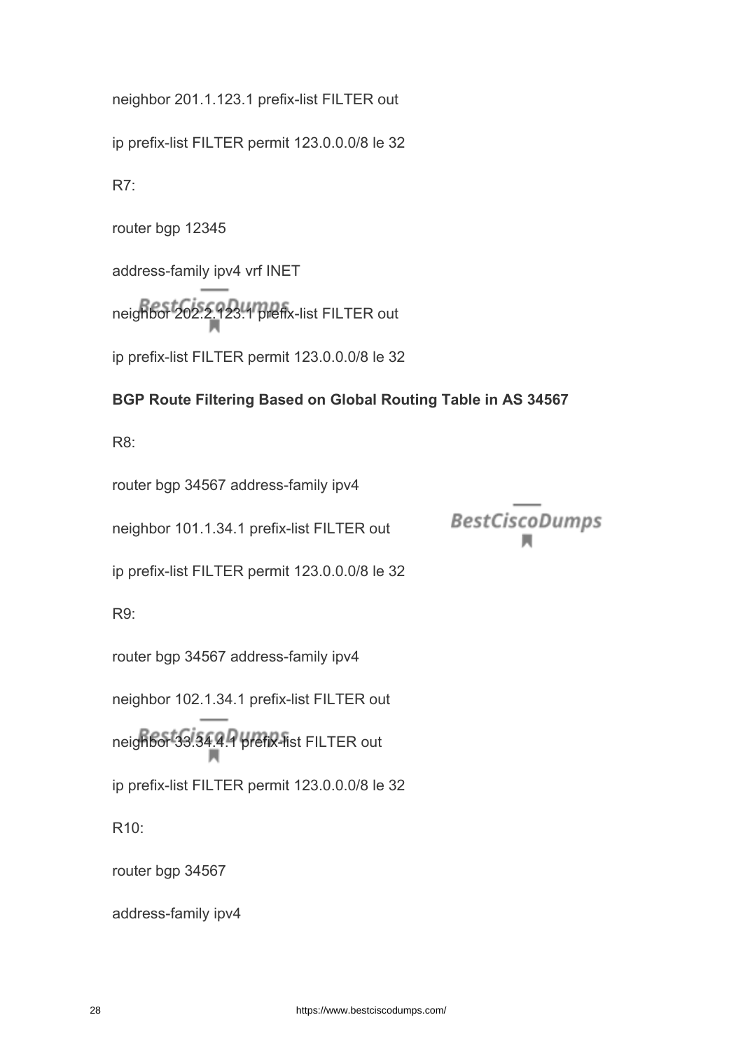neighbor 201.1.123.1 prefix-list FILTER out

ip prefix-list FILTER permit 123.0.0.0/8 le 32

R7:

router bgp 12345

address-family ipv4 vrf INET

neighbor 202.2.123.1 prefix-list FILTER out

ip prefix-list FILTER permit 123.0.0.0/8 le 32

**BGP Route Filtering Based on Global Routing Table in AS 34567**

R8:

router bgp 34567 address-family ipv4

neighbor 101.1.34.1 prefix-list FILTER out

ip prefix-list FILTER permit 123.0.0.0/8 le 32

R9:

router bgp 34567 address-family ipv4

neighbor 102.1.34.1 prefix-list FILTER out

neighbor 33.34.4.1 prefix-list FILTER out

ip prefix-list FILTER permit 123.0.0.0/8 le 32

R10:

router bgp 34567

address-family ipv4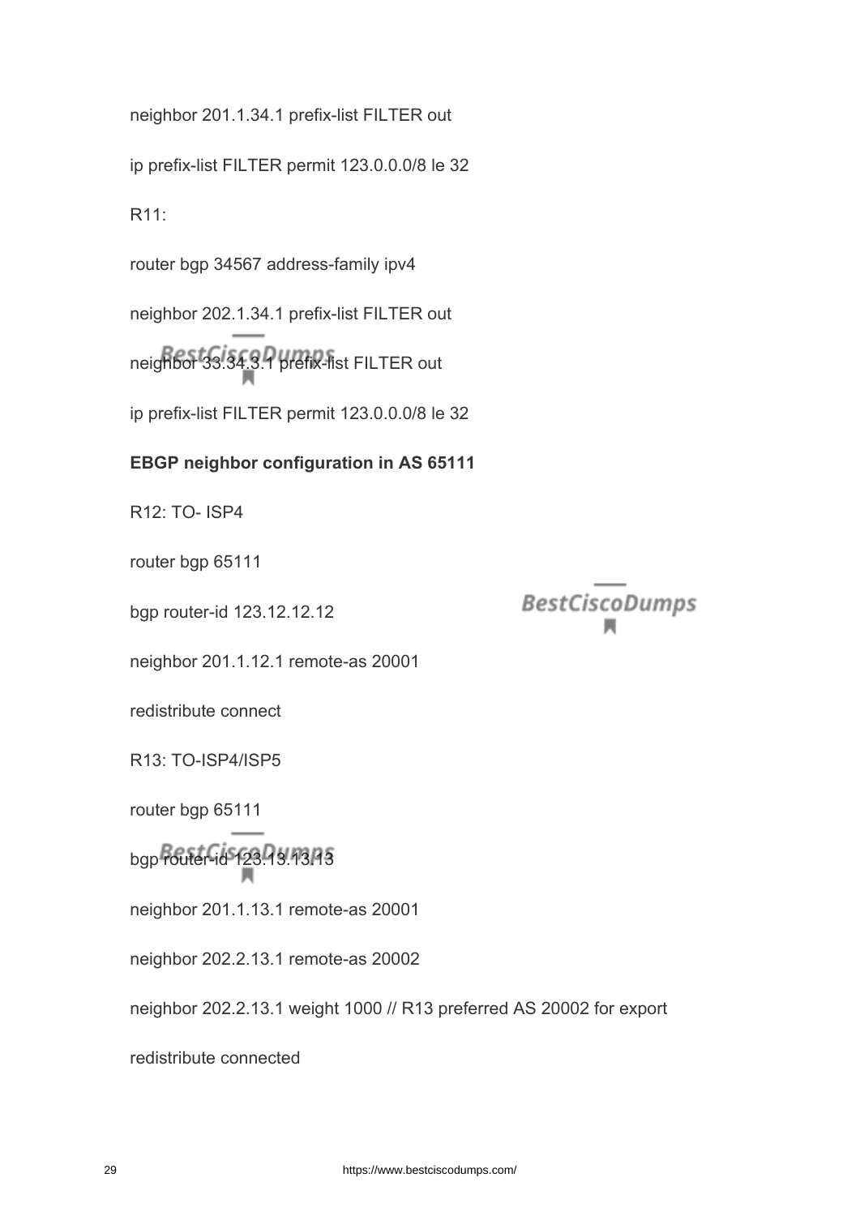neighbor 201.1.34.1 prefix-list FILTER out

ip prefix-list FILTER permit 123.0.0.0/8 le 32

R11:

router bgp 34567 address-family ipv4

neighbor 202.1.34.1 prefix-list FILTER out

neighbor 33.34.3.1 prefix-list FILTER out

ip prefix-list FILTER permit 123.0.0.0/8 le 32

**EBGP neighbor configuration in AS 65111**

R12: TO- ISP4

router bgp 65111

bgp router-id 123.12.12.12

neighbor 201.1.12.1 remote-as 20001

redistribute connect

R13: TO-ISP4/ISP5

router bgp 65111

bgp router-id 123.13.13.13

neighbor 201.1.13.1 remote-as 20001

neighbor 202.2.13.1 remote-as 20002

neighbor 202.2.13.1 weight 1000 // R13 preferred AS 20002 for export

redistribute connected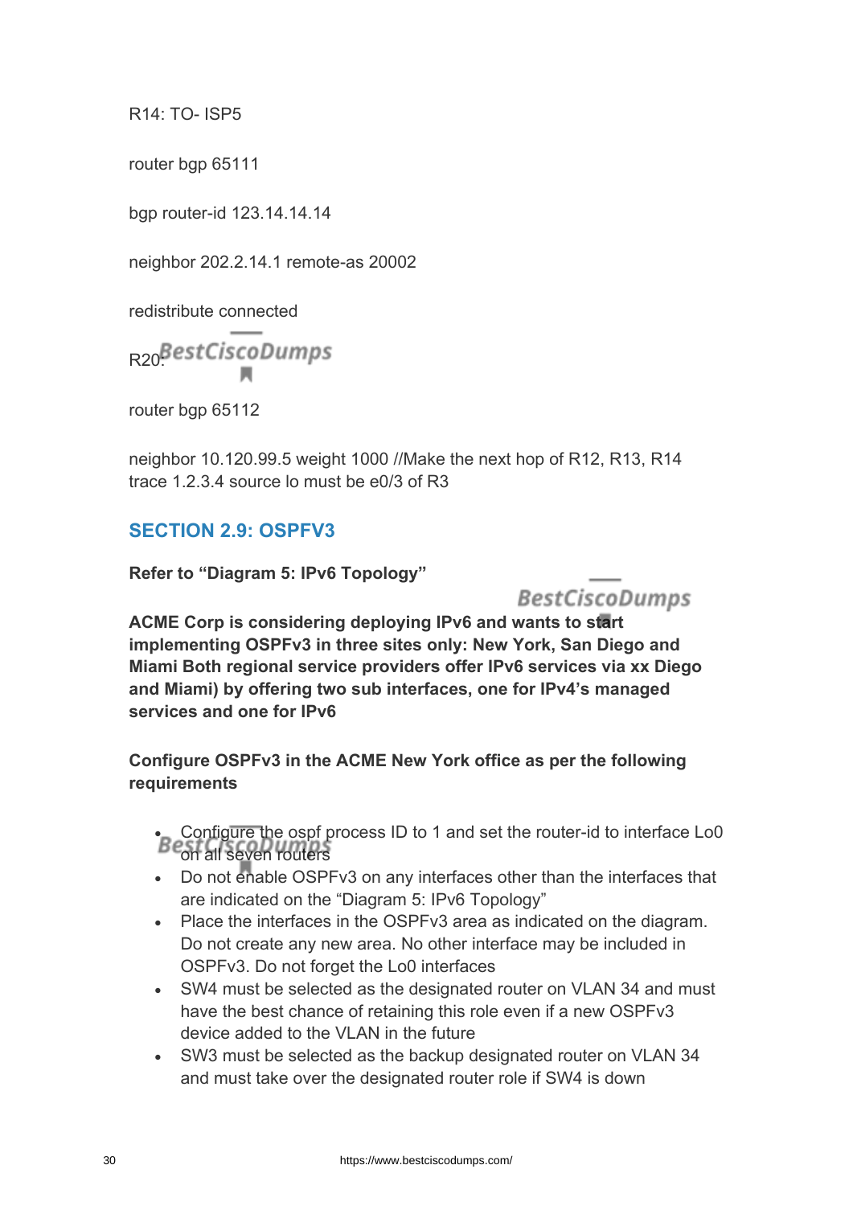R14: TO- ISP5

router bgp 65111

bgp router-id 123.14.14.14

neighbor 202.2.14.1 remote-as 20002

redistribute connected

R20:

router bgp 65112

neighbor 10.120.99.5 weight 1000 //Make the next hop of R12, R13, R14 trace 1.2.3.4 source lo must be e0/3 of R3

## SECTION 2.9: OSPFV3

**Refer to “Diagram 5: IPv6 Topology”**

**ACME Corp is considering deploying IPv6 and wants to start implementing OSPFv3 in three sites only: New York, San Diego and Miami Both regional service providers offer IPv6 services via xx Diego and Miami) by offering two sub interfaces, one for IPv4’s managed services and one for IPv6**

**Configure OSPFv3 in the ACME New York office as per the following requirements**

- Configure the ospf process ID to 1 and set the router-id to interface Lo0 on all seven routers
- Do not enable OSPFv3 on any interfaces other than the interfaces that are indicated on the “Diagram 5: IPv6 Topology”
- Place the interfaces in the OSPFv3 area as indicated on the diagram. Do not create any new area. No other interface may be included in OSPFv3. Do not forget the Lo0 interfaces
- SW4 must be selected as the designated router on VLAN 34 and must have the best chance of retaining this role even if a new OSPFv3 device added to the VLAN in the future
- SW3 must be selected as the backup designated router on VLAN 34 and must take over the designated router role if SW4 is down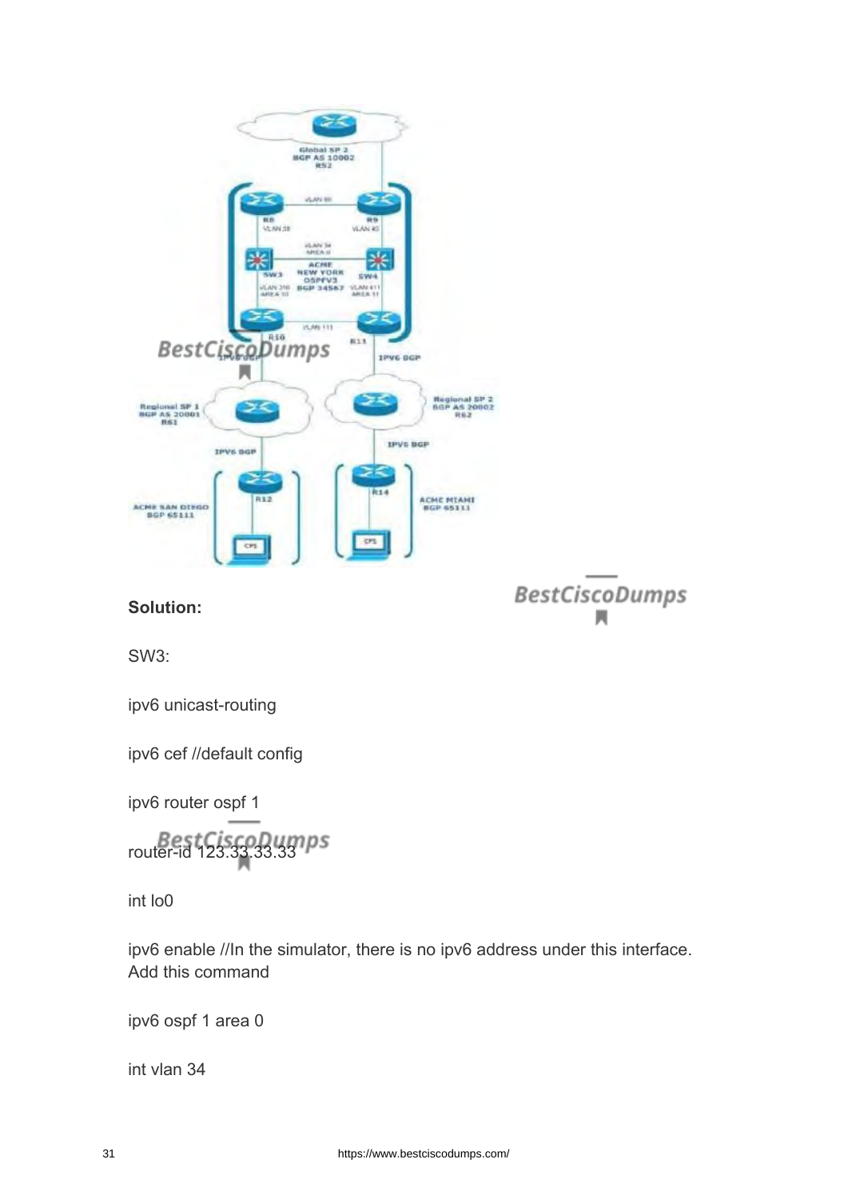**Solution:**

SW3:

ipv6 unicast-routing

ipv6 cef //default config

ipv6 router ospf 1

router-id 123.33.33.33

int lo0

ipv6 enable //In the simulator, there is no ipv6 address under this interface. Add this command

ipv6 ospf 1 area 0

int vlan 34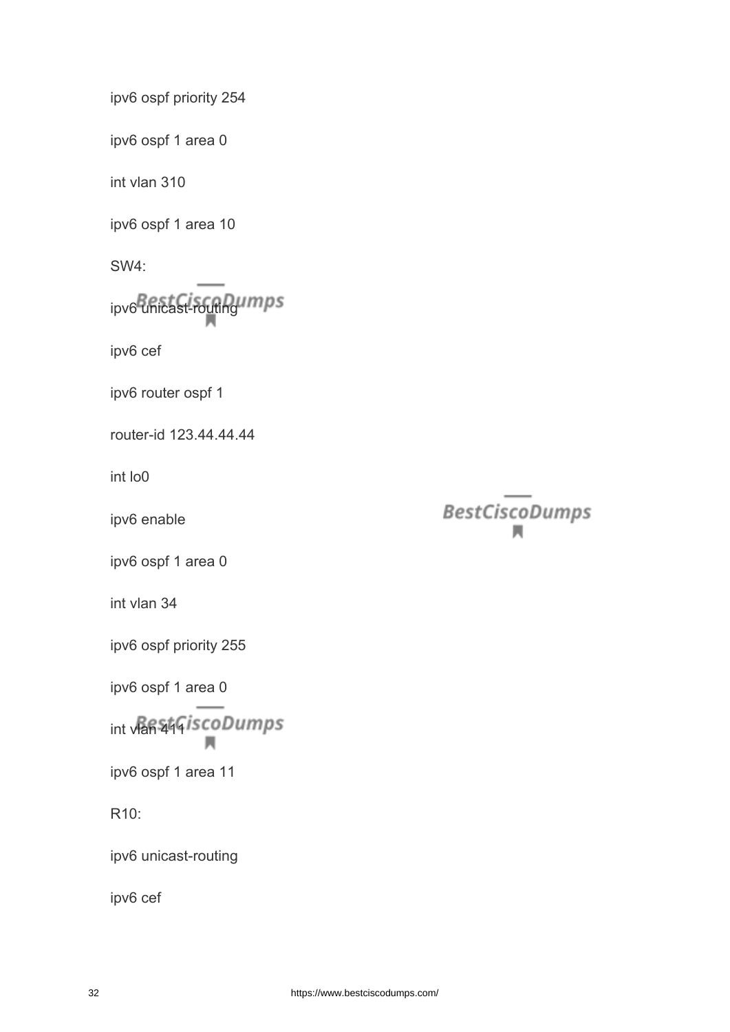ipv6 ospf priority 254

ipv6 ospf 1 area 0

int vlan 310

ipv6 ospf 1 area 10

SW4:

ipv6 unicast-routing

ipv6 cef

ipv6 router ospf 1

router-id 123.44.44.44

int lo0

ipv6 enable

ipv6 ospf 1 area 0

int vlan 34

ipv6 ospf priority 255

ipv6 ospf 1 area 0

int vlan 411

ipv6 ospf 1 area 11

R10:

ipv6 unicast-routing

ipv6 cef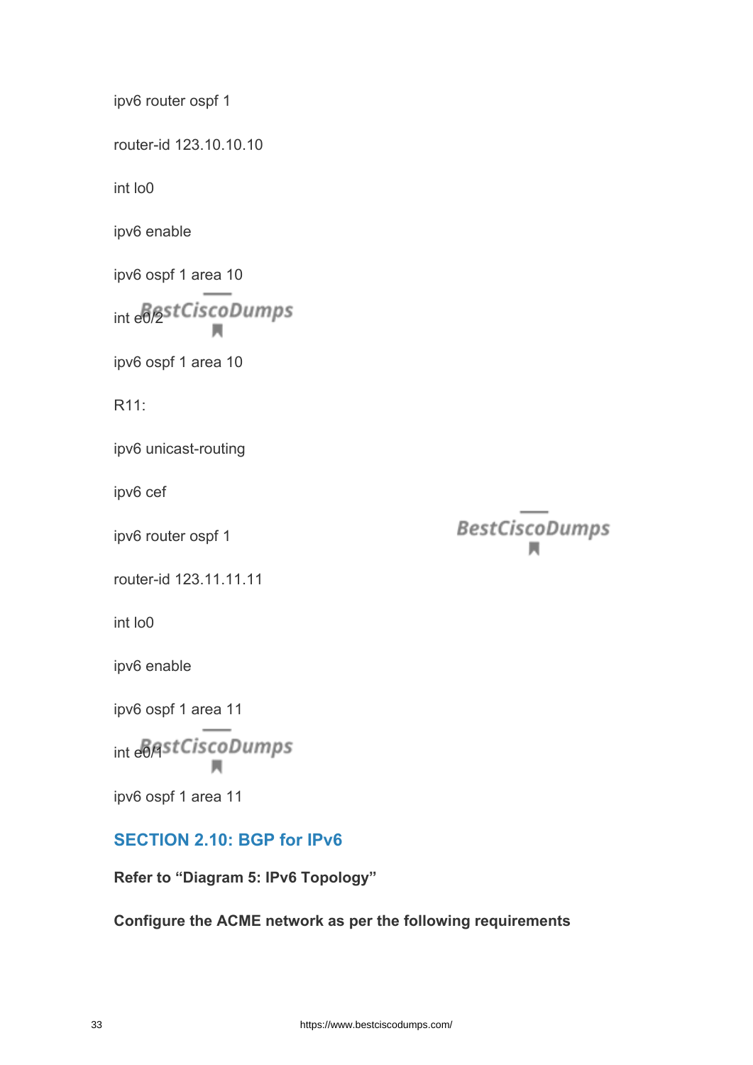ipv6 router ospf 1

router-id 123.10.10.10

int lo0

ipv6 enable

ipv6 ospf 1 area 10

int e0/2

ipv6 ospf 1 area 10

R11:

ipv6 unicast-routing

ipv6 cef

ipv6 router ospf 1

router-id 123.11.11.11

int lo0

ipv6 enable

ipv6 ospf 1 area 11

int e0/1

ipv6 ospf 1 area 11

## SECTION 2.10: BGP for IPv6

**Refer to “Diagram 5: IPv6 Topology”**

**Configure the ACME network as per the following requirements**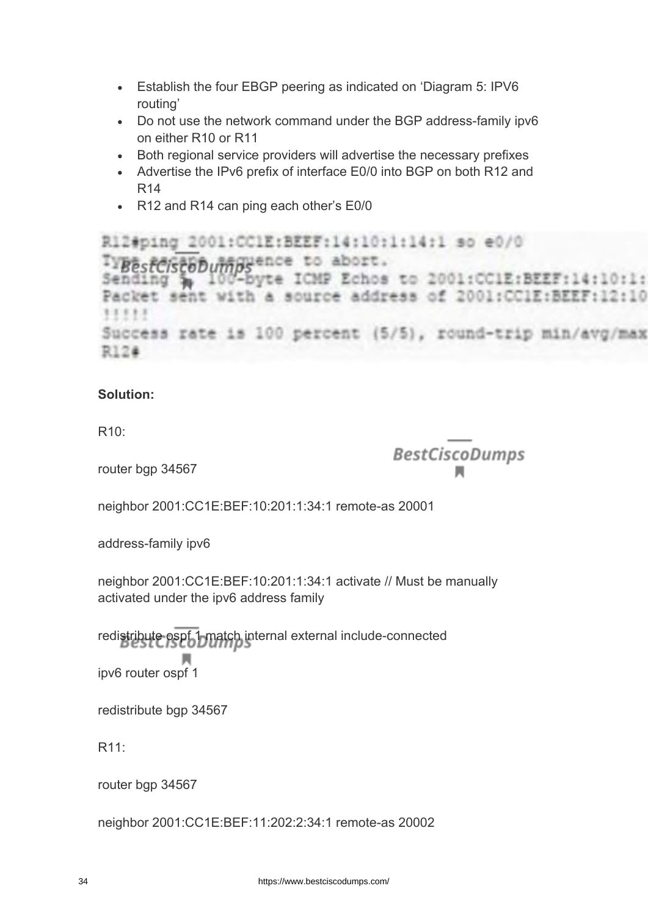- Establish the four EBGP peering as indicated on ‘Diagram 5: IPV6 routing’
- Do not use the network command under the BGP address-family ipv6 on either R10 or R11
- Both regional service providers will advertise the necessary prefixes
- Advertise the IPv6 prefix of interface E0/0 into BGP on both R12 and R14
- R12 and R14 can ping each other’s E0/0

```
R12#ping 2001:CC1E:BEEF:14:10:1:14:1 so e0/0
Type escape sequence to abort.
Sending 5, 100-byte ICMP Echos to 2001:CC1E:BEEF:14:10:1:
Packet sent with a source address of 2001:CC1E:BEEF:12:10
!!!!!
Success rate is 100 percent (5/5), round-trip min/avg/max
R12#
```

**Solution:**

R10:

router bgp 34567

neighbor 2001:CC1E:BEF:10:201:1:34:1 remote-as 20001

address-family ipv6

neighbor 2001:CC1E:BEF:10:201:1:34:1 activate // Must be manually activated under the ipv6 address family

redistribute ospf 1 match internal external include-connected

ipv6 router ospf 1

redistribute bgp 34567

R11:

router bgp 34567

neighbor 2001:CC1E:BEF:11:202:2:34:1 remote-as 20002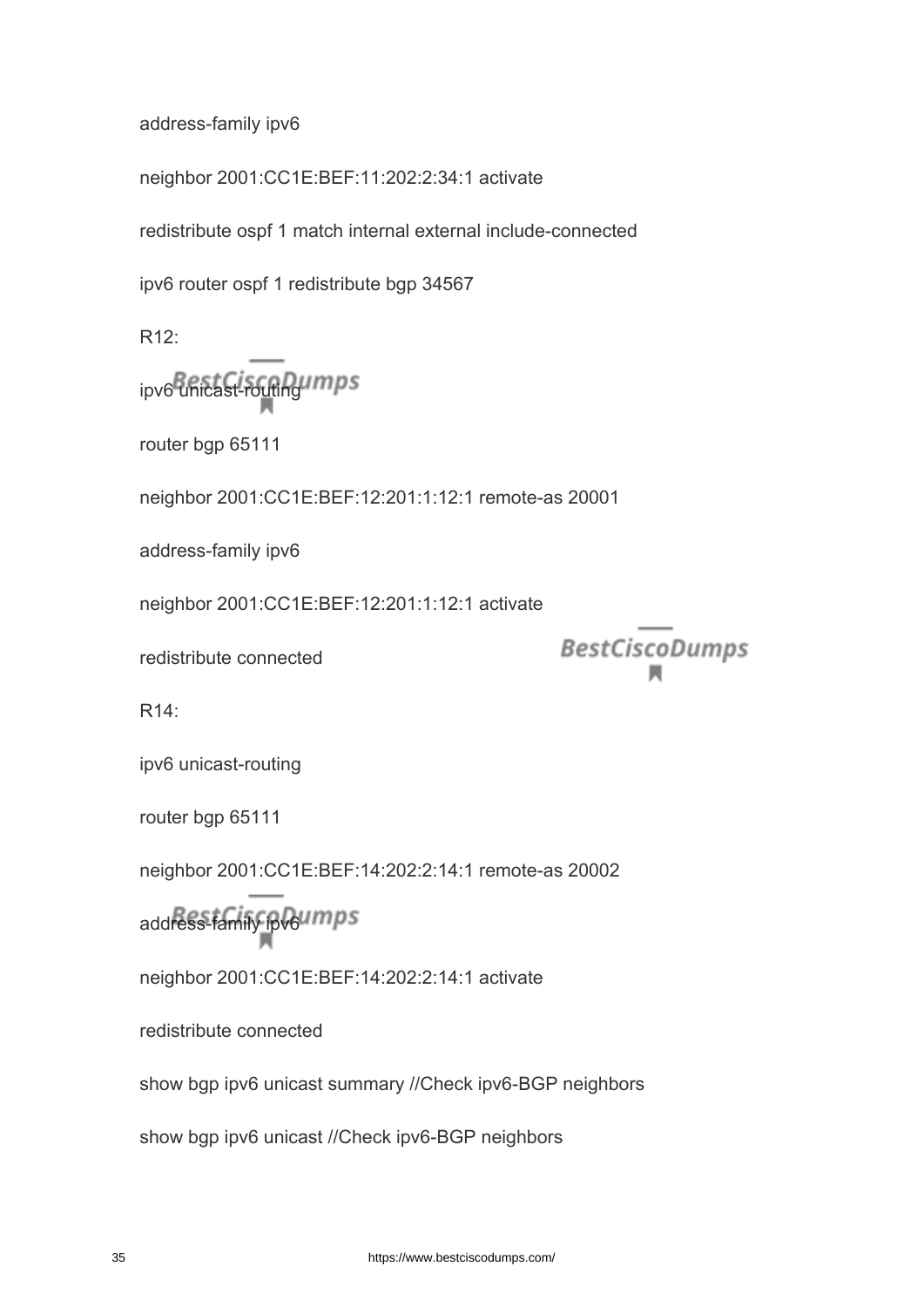address-family ipv6

neighbor 2001:CC1E:BEF:11:202:2:34:1 activate

redistribute ospf 1 match internal external include-connected

ipv6 router ospf 1 redistribute bgp 34567

R12:

ipv6 unicast-routing

router bgp 65111

neighbor 2001:CC1E:BEF:12:201:1:12:1 remote-as 20001

address-family ipv6

neighbor 2001:CC1E:BEF:12:201:1:12:1 activate

redistribute connected

R14:

ipv6 unicast-routing

router bgp 65111

neighbor 2001:CC1E:BEF:14:202:2:14:1 remote-as 20002

address-family ipv6

neighbor 2001:CC1E:BEF:14:202:2:14:1 activate

redistribute connected

show bgp ipv6 unicast summary //Check ipv6-BGP neighbors

show bgp ipv6 unicast //Check ipv6-BGP neighbors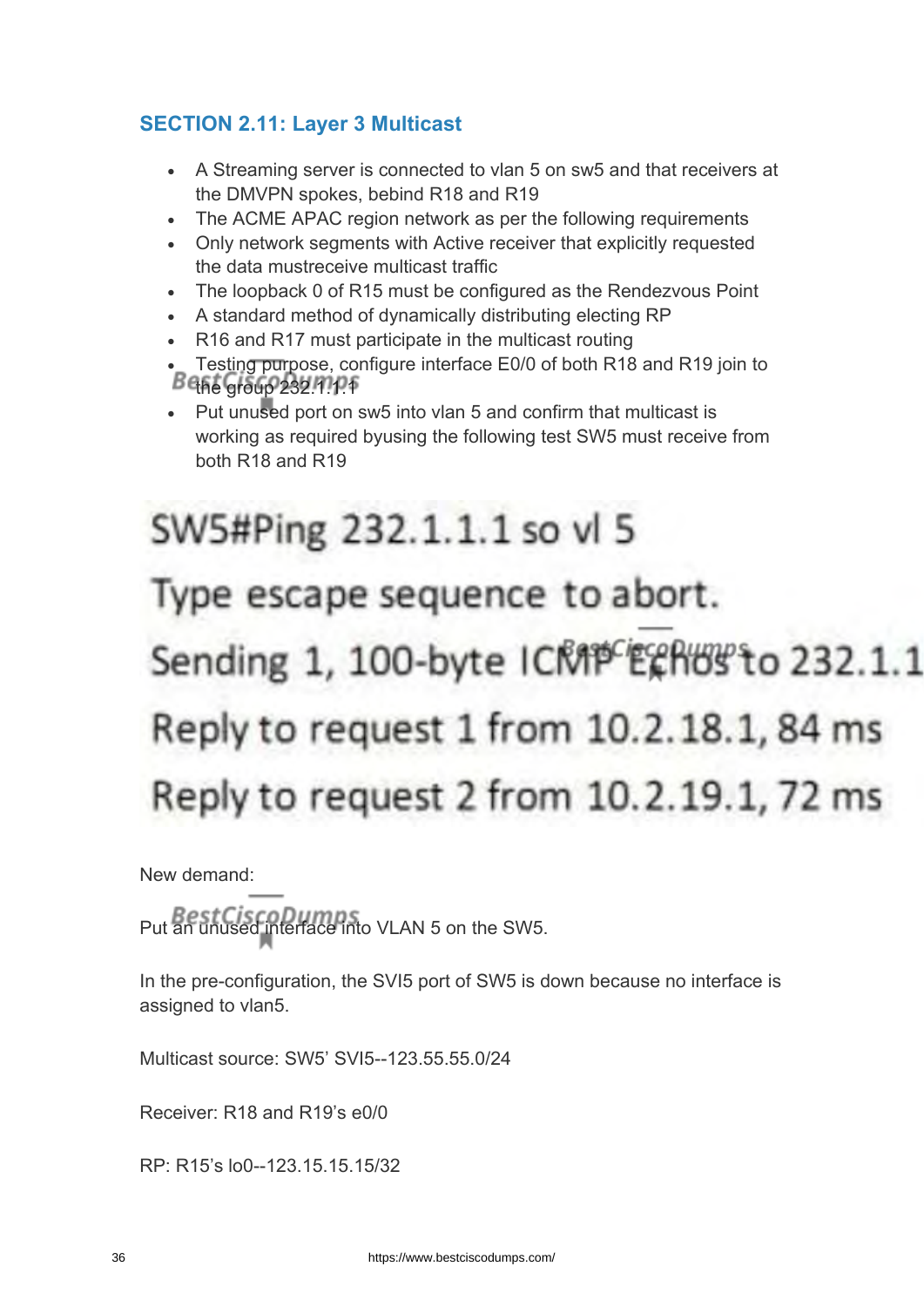## SECTION 2.11: Layer 3 Multicast

- A Streaming server is connected to vlan 5 on sw5 and that receivers at the DMVPN spokes, bebind R18 and R19
- The ACME APAC region network as per the following requirements
- Only network segments with Active receiver that explicitly requested the data mustreceive multicast traffic
- The loopback 0 of R15 must be configured as the Rendezvous Point
- A standard method of dynamically distributing electing RP
- R16 and R17 must participate in the multicast routing
- Testing purpose, configure interface E0/0 of both R18 and R19 join to the group 232.1.1.1
- Put unused port on sw5 into vlan 5 and confirm that multicast is working as required byusing the following test SW5 must receive from both R18 and R19

```
SW5#Ping 232.1.1.1 so vl 5
Type escape sequence to abort.
Sending 1, 100-byte ICMP Echos to 232.1.1
Reply to request 1 from 10.2.18.1, 84 ms
Reply to request 2 from 10.2.19.1, 72 ms
```

New demand:

Put an unused interface into VLAN 5 on the SW5.

In the pre-configuration, the SVI5 port of SW5 is down because no interface is assigned to vlan5.

Multicast source: SW5' SVI5--123.55.55.0/24

Receiver: R18 and R19's e0/0

RP: R15's lo0--123.15.15.15/32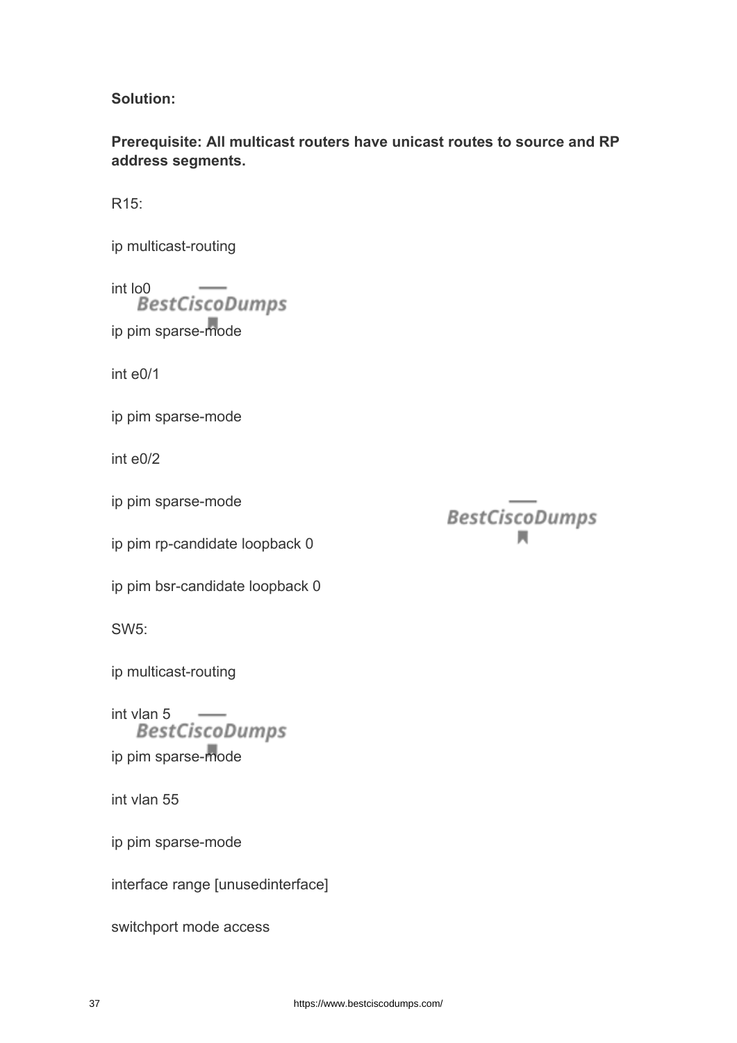**Solution:**

**Prerequisite: All multicast routers have unicast routes to source and RP address segments.**

R15:

ip multicast-routing

int lo0

ip pim sparse-mode

int e0/1

ip pim sparse-mode

int e0/2

ip pim sparse-mode

ip pim rp-candidate loopback 0

ip pim bsr-candidate loopback 0

SW5:

ip multicast-routing

int vlan 5

ip pim sparse-mode

int vlan 55

ip pim sparse-mode

interface range [unusedinterface]

switchport mode access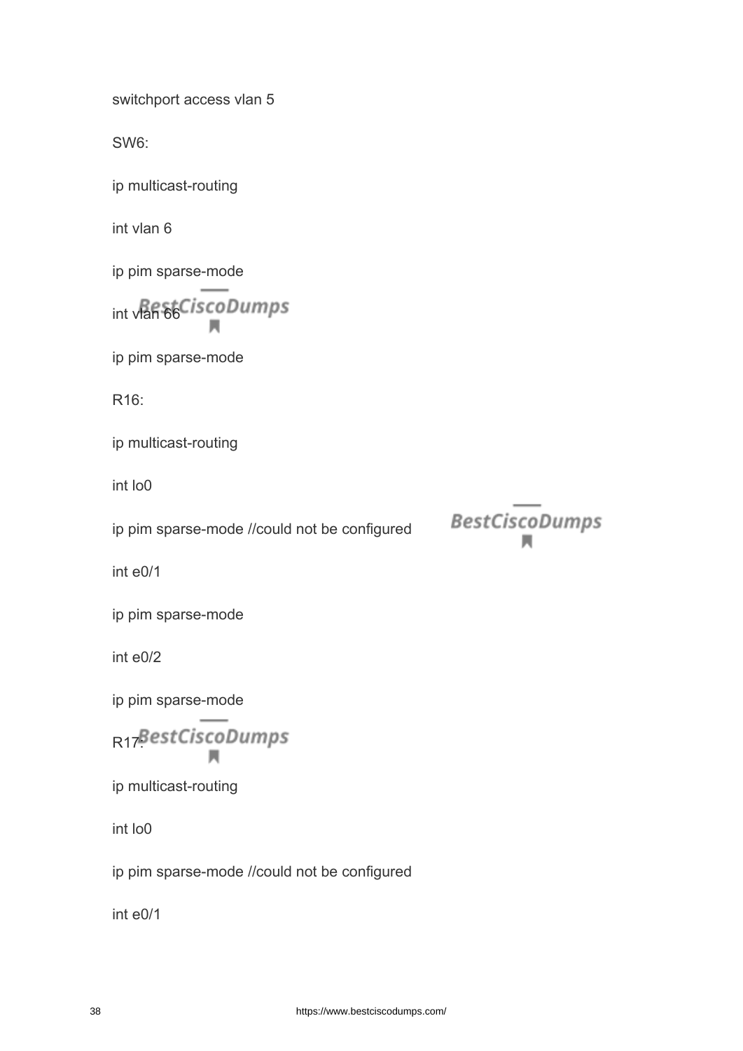switchport access vlan 5

SW6:

ip multicast-routing

int vlan 6

ip pim sparse-mode

int vlan 66

ip pim sparse-mode

R16:

ip multicast-routing

int lo0

ip pim sparse-mode //could not be configured

int e0/1

ip pim sparse-mode

int e0/2

ip pim sparse-mode

R17:

ip multicast-routing

int lo0

ip pim sparse-mode //could not be configured

int e0/1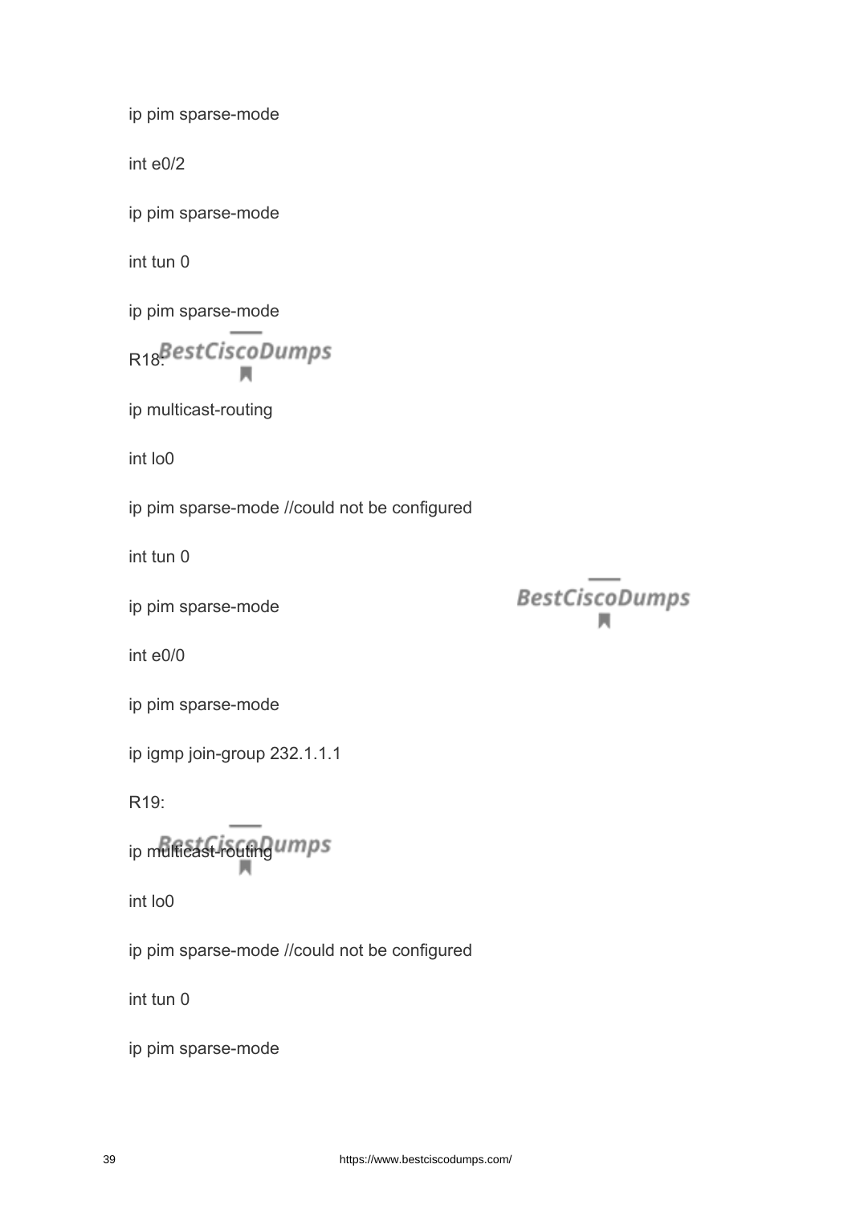ip pim sparse-mode

int e0/2

ip pim sparse-mode

int tun 0

ip pim sparse-mode

R18:

ip multicast-routing

int lo0

ip pim sparse-mode //could not be configured

int tun 0

ip pim sparse-mode

int e0/0

ip pim sparse-mode

ip igmp join-group 232.1.1.1

R19:

ip multicast-routing

int lo0

ip pim sparse-mode //could not be configured

int tun 0

ip pim sparse-mode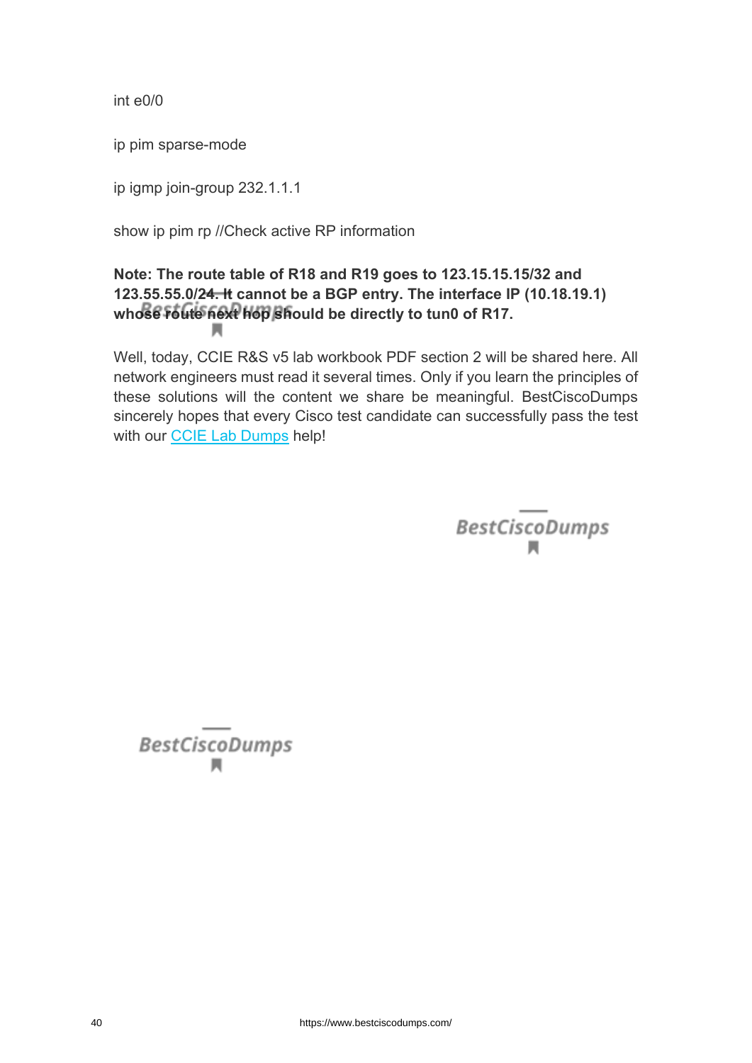```
int e0/0

ip pim sparse-mode

ip igmp join-group 232.1.1.1

show ip pim rp //Check active RP information
```

**Note: The route table of R18 and R19 goes to 123.15.15.15/32 and 123.55.55.0/24. It cannot be a BGP entry. The interface IP (10.18.19.1) whose route next hop should be directly to tun0 of R17.**

Well, today, CCIE R&S v5 lab workbook PDF section 2 will be shared here. All network engineers must read it several times. Only if you learn the principles of these solutions will the content we share be meaningful. BestCiscoDumps sincerely hopes that every Cisco test candidate can successfully pass the test with our [CCIE Lab Dumps] help!